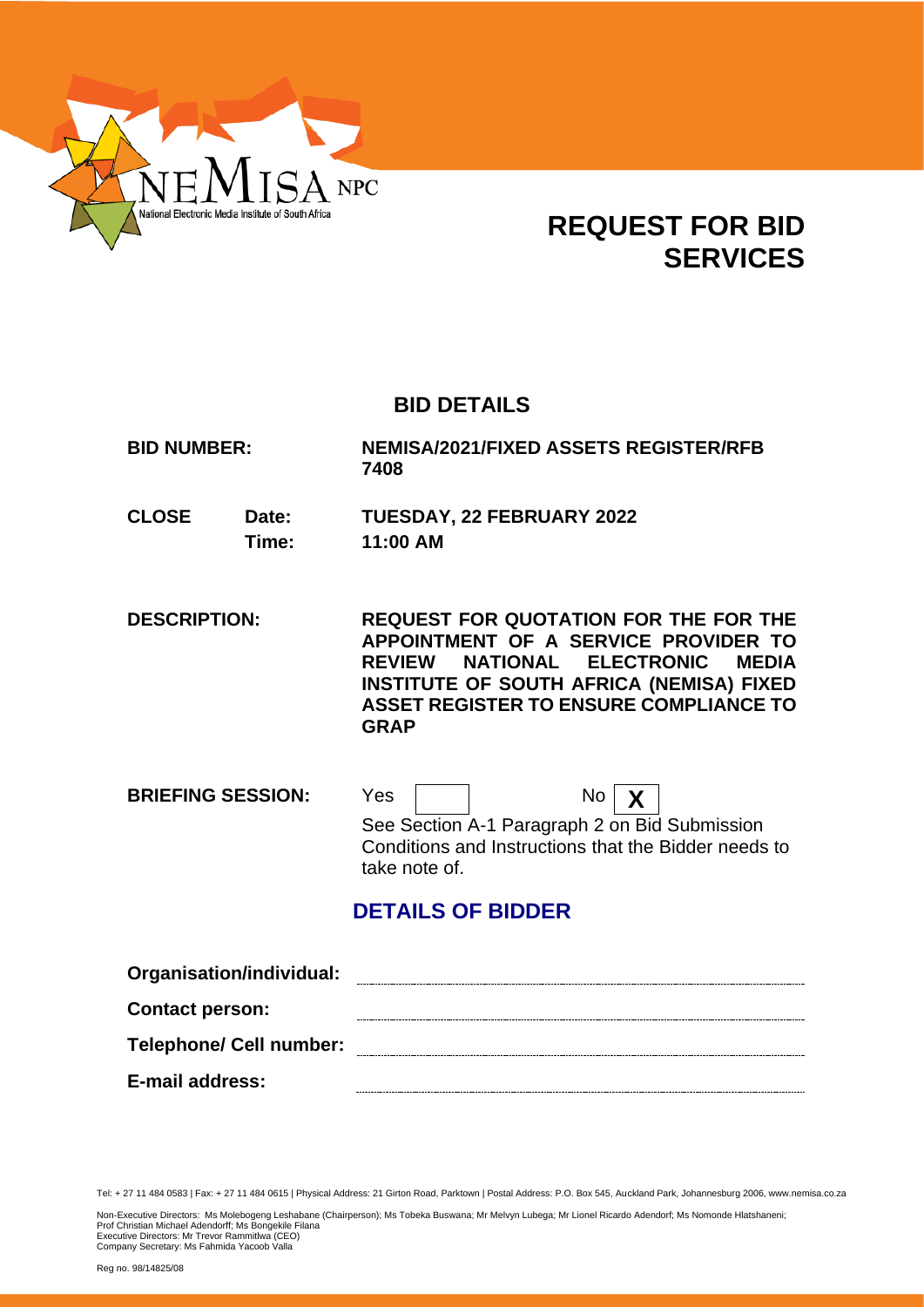NEMISA NPC

National Electronic Media Institute of South Africa

# REQUEST FOR BID SERVICES

## BID DETAILS

| | |
|---|---|
| **BID NUMBER:** | **NEMISA/2021/FIXED ASSETS REGISTER/RFB 7408** |
| **CLOSE Date:** | **TUESDAY, 22 FEBRUARY 2022** |
| **Time:** | **11:00 AM** |
| **DESCRIPTION:** | **REQUEST FOR QUOTATION FOR THE FOR THE APPOINTMENT OF A SERVICE PROVIDER TO REVIEW NATIONAL ELECTRONIC MEDIA INSTITUTE OF SOUTH AFRICA (NEMISA) FIXED ASSET REGISTER TO ENSURE COMPLIANCE TO GRAP** |
| **BRIEFING SESSION:** | Yes [ ] No [X] |

See Section A-1 Paragraph 2 on Bid Submission Conditions and Instructions that the Bidder needs to take note of.

## DETAILS OF BIDDER

**Organisation/individual:** ..............................

**Contact person:** ..............................

**Telephone/ Cell number:** ..............................

**E-mail address:** ..............................

Tel: + 27 11 484 0583 | Fax: + 27 11 484 0615 | Physical Address: 21 Girton Road, Parktown | Postal Address: P.O. Box 545, Auckland Park, Johannesburg 2006, www.nemisa.co.za

Non-Executive Directors: Ms Molebogeng Leshabane (Chairperson); Ms Tobeka Buswana; Mr Melvyn Lubega; Mr Lionel Ricardo Adendorf; Ms Nomonde Hlatshaneni; Prof Christian Michael Adendorff; Ms Bongekile Filana
Executive Directors: Mr Trevor Rammitlwa (CEO)
Company Secretary: Ms Fahmida Yacoob Valla

Reg no. 98/14825/08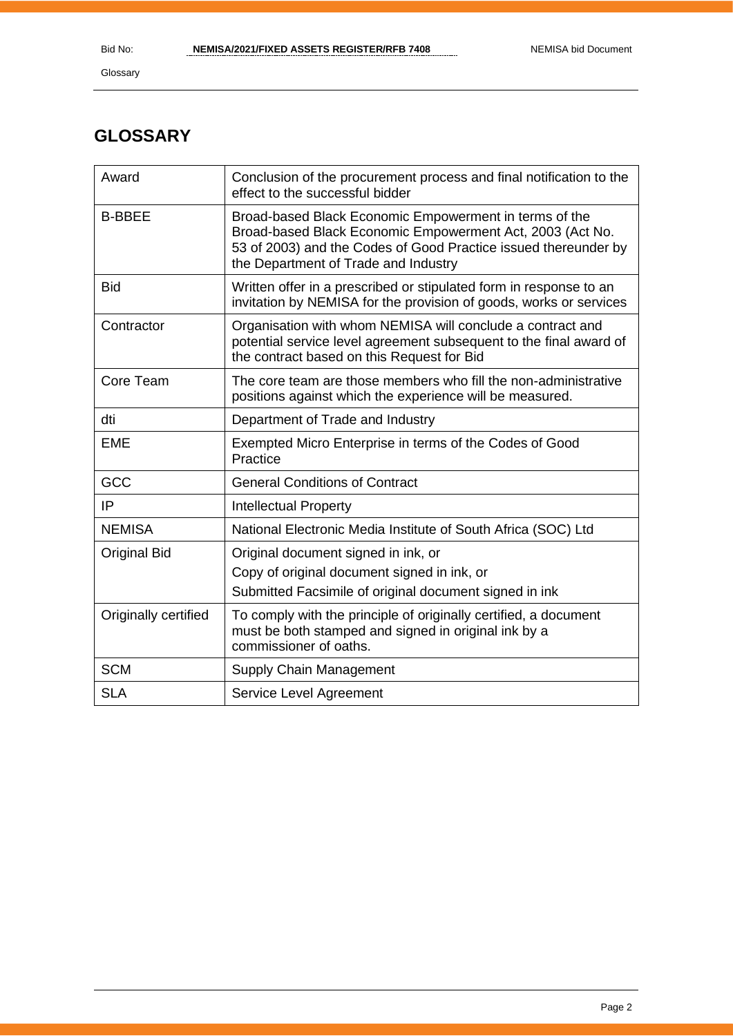## GLOSSARY

| | |
|---|---|
| Award | Conclusion of the procurement process and final notification to the effect to the successful bidder |
| B-BBEE | Broad-based Black Economic Empowerment in terms of the Broad-based Black Economic Empowerment Act, 2003 (Act No. 53 of 2003) and the Codes of Good Practice issued thereunder by the Department of Trade and Industry |
| Bid | Written offer in a prescribed or stipulated form in response to an invitation by NEMISA for the provision of goods, works or services |
| Contractor | Organisation with whom NEMISA will conclude a contract and potential service level agreement subsequent to the final award of the contract based on this Request for Bid |
| Core Team | The core team are those members who fill the non-administrative positions against which the experience will be measured. |
| dti | Department of Trade and Industry |
| EME | Exempted Micro Enterprise in terms of the Codes of Good Practice |
| GCC | General Conditions of Contract |
| IP | Intellectual Property |
| NEMISA | National Electronic Media Institute of South Africa (SOC) Ltd |
| Original Bid | Original document signed in ink, or<br>Copy of original document signed in ink, or<br>Submitted Facsimile of original document signed in ink |
| Originally certified | To comply with the principle of originally certified, a document must be both stamped and signed in original ink by a commissioner of oaths. |
| SCM | Supply Chain Management |
| SLA | Service Level Agreement |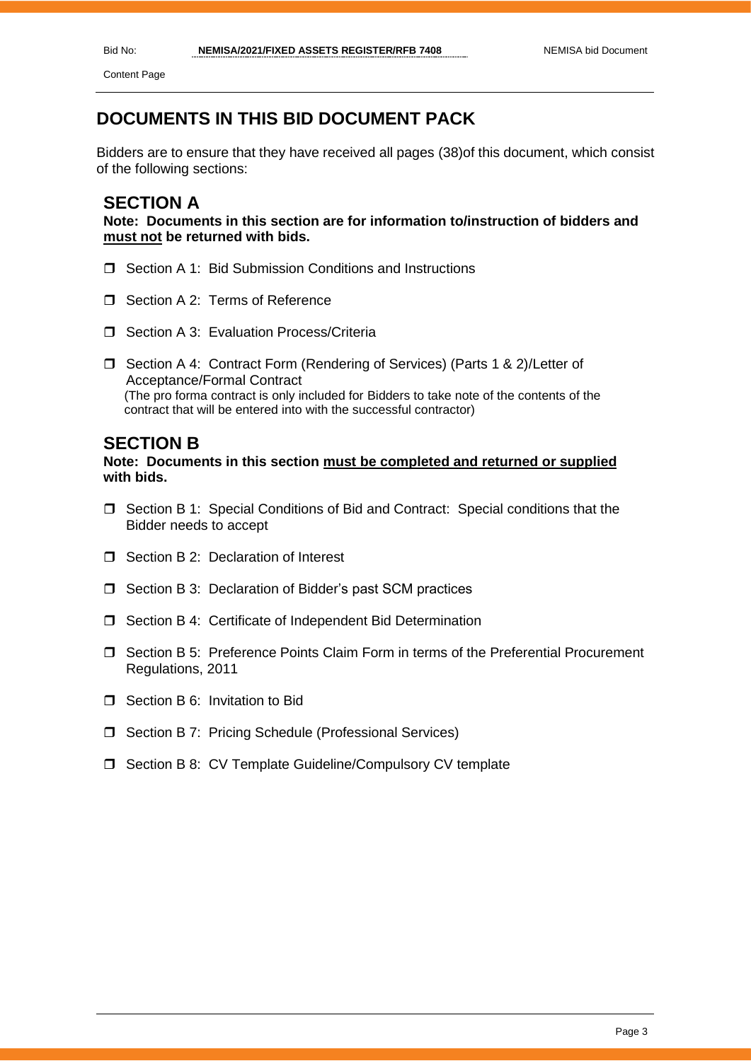# DOCUMENTS IN THIS BID DOCUMENT PACK

Bidders are to ensure that they have received all pages (38)of this document, which consist of the following sections:

## SECTION A

**Note: Documents in this section are for information to/instruction of bidders and <u>must not</u> be returned with bids.**

- ❒ Section A 1: Bid Submission Conditions and Instructions
- ❒ Section A 2: Terms of Reference
- ❒ Section A 3: Evaluation Process/Criteria
- ❒ Section A 4: Contract Form (Rendering of Services) (Parts 1 & 2)/Letter of Acceptance/Formal Contract
  (The pro forma contract is only included for Bidders to take note of the contents of the contract that will be entered into with the successful contractor)

## SECTION B

**Note: Documents in this section <u>must be completed and returned or supplied</u> with bids.**

- ❒ Section B 1: Special Conditions of Bid and Contract: Special conditions that the Bidder needs to accept
- ❒ Section B 2: Declaration of Interest
- ❒ Section B 3: Declaration of Bidder's past SCM practices
- ❒ Section B 4: Certificate of Independent Bid Determination
- ❒ Section B 5: Preference Points Claim Form in terms of the Preferential Procurement Regulations, 2011
- ❒ Section B 6: Invitation to Bid
- ❒ Section B 7: Pricing Schedule (Professional Services)
- ❒ Section B 8: CV Template Guideline/Compulsory CV template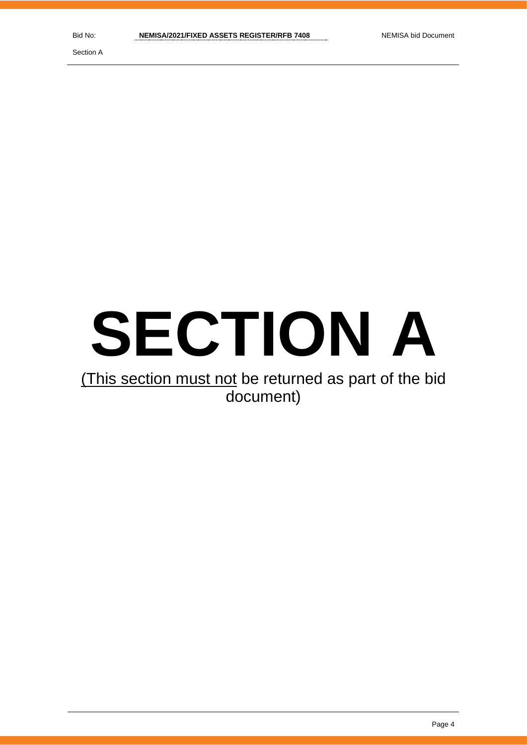# SECTION A

<u>(This section must not</u> be returned as part of the bid document)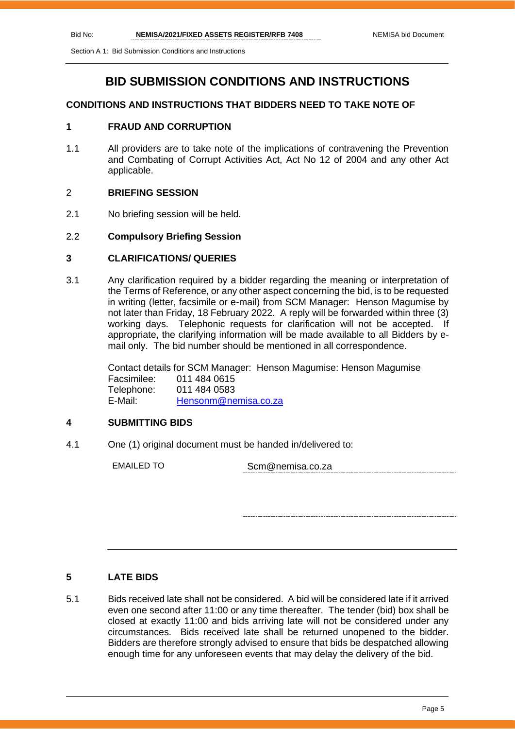# BID SUBMISSION CONDITIONS AND INSTRUCTIONS

### CONDITIONS AND INSTRUCTIONS THAT BIDDERS NEED TO TAKE NOTE OF

### 1 FRAUD AND CORRUPTION

1.1 All providers are to take note of the implications of contravening the Prevention and Combating of Corrupt Activities Act, Act No 12 of 2004 and any other Act applicable.

### 2 BRIEFING SESSION

2.1 No briefing session will be held.

2.2 **Compulsory Briefing Session**

### 3 CLARIFICATIONS/ QUERIES

3.1 Any clarification required by a bidder regarding the meaning or interpretation of the Terms of Reference, or any other aspect concerning the bid, is to be requested in writing (letter, facsimile or e-mail) from SCM Manager: Henson Magumise by not later than Friday, 18 February 2022. A reply will be forwarded within three (3) working days. Telephonic requests for clarification will not be accepted. If appropriate, the clarifying information will be made available to all Bidders by e-mail only. The bid number should be mentioned in all correspondence.

Contact details for SCM Manager: Henson Magumise: Henson Magumise

| | |
|---|---|
| Facsimilee: | 011 484 0615 |
| Telephone: | 011 484 0583 |
| E-Mail: | Hensonm@nemisa.co.za |

### 4 SUBMITTING BIDS

4.1 One (1) original document must be handed in/delivered to:

| | |
|---|---|
| EMAILED TO | Scm@nemisa.co.za |

### 5 LATE BIDS

5.1 Bids received late shall not be considered. A bid will be considered late if it arrived even one second after 11:00 or any time thereafter. The tender (bid) box shall be closed at exactly 11:00 and bids arriving late will not be considered under any circumstances. Bids received late shall be returned unopened to the bidder. Bidders are therefore strongly advised to ensure that bids be despatched allowing enough time for any unforeseen events that may delay the delivery of the bid.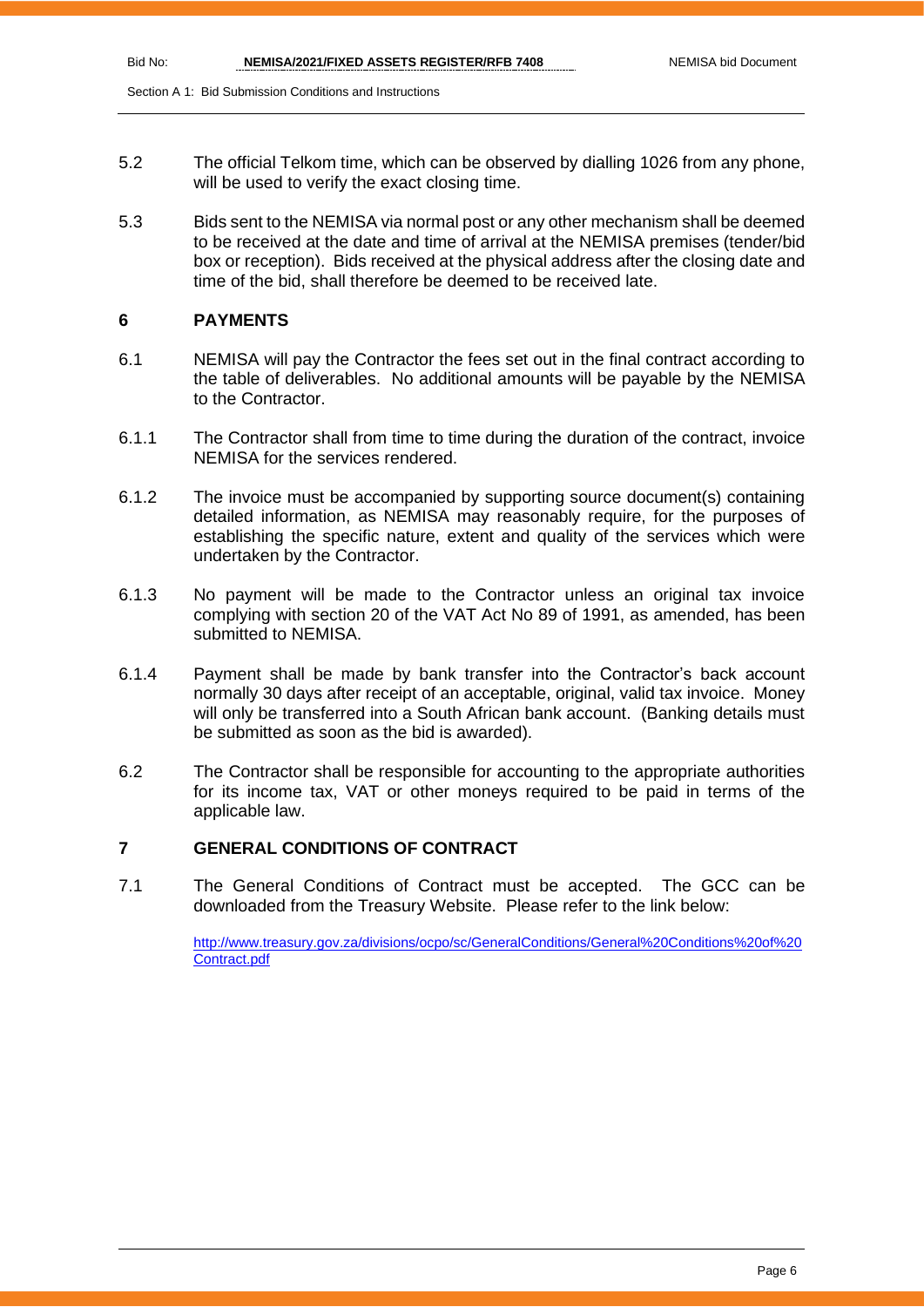5.2 The official Telkom time, which can be observed by dialling 1026 from any phone, will be used to verify the exact closing time.

5.3 Bids sent to the NEMISA via normal post or any other mechanism shall be deemed to be received at the date and time of arrival at the NEMISA premises (tender/bid box or reception). Bids received at the physical address after the closing date and time of the bid, shall therefore be deemed to be received late.

## 6 PAYMENTS

6.1 NEMISA will pay the Contractor the fees set out in the final contract according to the table of deliverables. No additional amounts will be payable by the NEMISA to the Contractor.

6.1.1 The Contractor shall from time to time during the duration of the contract, invoice NEMISA for the services rendered.

6.1.2 The invoice must be accompanied by supporting source document(s) containing detailed information, as NEMISA may reasonably require, for the purposes of establishing the specific nature, extent and quality of the services which were undertaken by the Contractor.

6.1.3 No payment will be made to the Contractor unless an original tax invoice complying with section 20 of the VAT Act No 89 of 1991, as amended, has been submitted to NEMISA.

6.1.4 Payment shall be made by bank transfer into the Contractor's back account normally 30 days after receipt of an acceptable, original, valid tax invoice. Money will only be transferred into a South African bank account. (Banking details must be submitted as soon as the bid is awarded).

6.2 The Contractor shall be responsible for accounting to the appropriate authorities for its income tax, VAT or other moneys required to be paid in terms of the applicable law.

## 7 GENERAL CONDITIONS OF CONTRACT

7.1 The General Conditions of Contract must be accepted. The GCC can be downloaded from the Treasury Website. Please refer to the link below:

http://www.treasury.gov.za/divisions/ocpo/sc/GeneralConditions/General%20Conditions%20of%20Contract.pdf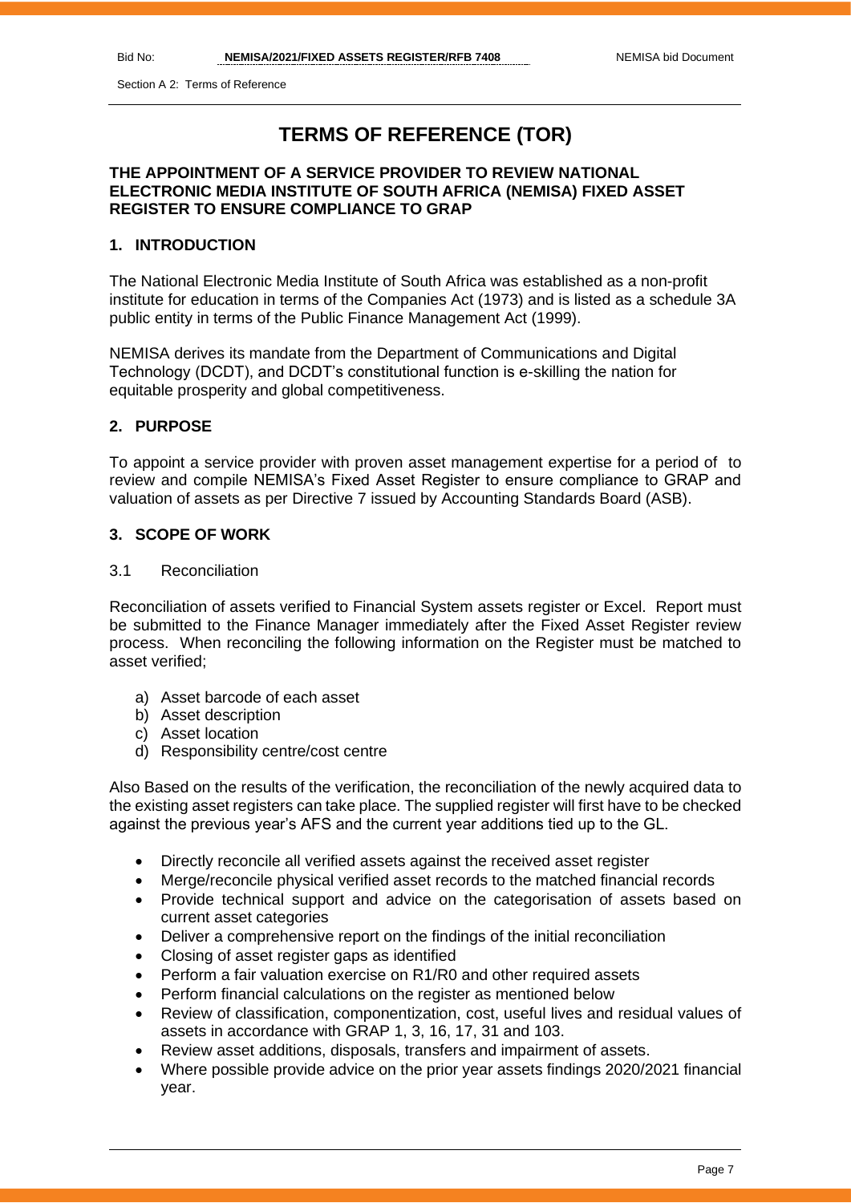# TERMS OF REFERENCE (TOR)

**THE APPOINTMENT OF A SERVICE PROVIDER TO REVIEW NATIONAL ELECTRONIC MEDIA INSTITUTE OF SOUTH AFRICA (NEMISA) FIXED ASSET REGISTER TO ENSURE COMPLIANCE TO GRAP**

## 1. INTRODUCTION

The National Electronic Media Institute of South Africa was established as a non-profit institute for education in terms of the Companies Act (1973) and is listed as a schedule 3A public entity in terms of the Public Finance Management Act (1999).

NEMISA derives its mandate from the Department of Communications and Digital Technology (DCDT), and DCDT's constitutional function is e-skilling the nation for equitable prosperity and global competitiveness.

## 2. PURPOSE

To appoint a service provider with proven asset management expertise for a period of to review and compile NEMISA's Fixed Asset Register to ensure compliance to GRAP and valuation of assets as per Directive 7 issued by Accounting Standards Board (ASB).

## 3. SCOPE OF WORK

3.1 Reconciliation

Reconciliation of assets verified to Financial System assets register or Excel. Report must be submitted to the Finance Manager immediately after the Fixed Asset Register review process. When reconciling the following information on the Register must be matched to asset verified;

a) Asset barcode of each asset
b) Asset description
c) Asset location
d) Responsibility centre/cost centre

Also Based on the results of the verification, the reconciliation of the newly acquired data to the existing asset registers can take place. The supplied register will first have to be checked against the previous year's AFS and the current year additions tied up to the GL.

- Directly reconcile all verified assets against the received asset register
- Merge/reconcile physical verified asset records to the matched financial records
- Provide technical support and advice on the categorisation of assets based on current asset categories
- Deliver a comprehensive report on the findings of the initial reconciliation
- Closing of asset register gaps as identified
- Perform a fair valuation exercise on R1/R0 and other required assets
- Perform financial calculations on the register as mentioned below
- Review of classification, componentization, cost, useful lives and residual values of assets in accordance with GRAP 1, 3, 16, 17, 31 and 103.
- Review asset additions, disposals, transfers and impairment of assets.
- Where possible provide advice on the prior year assets findings 2020/2021 financial year.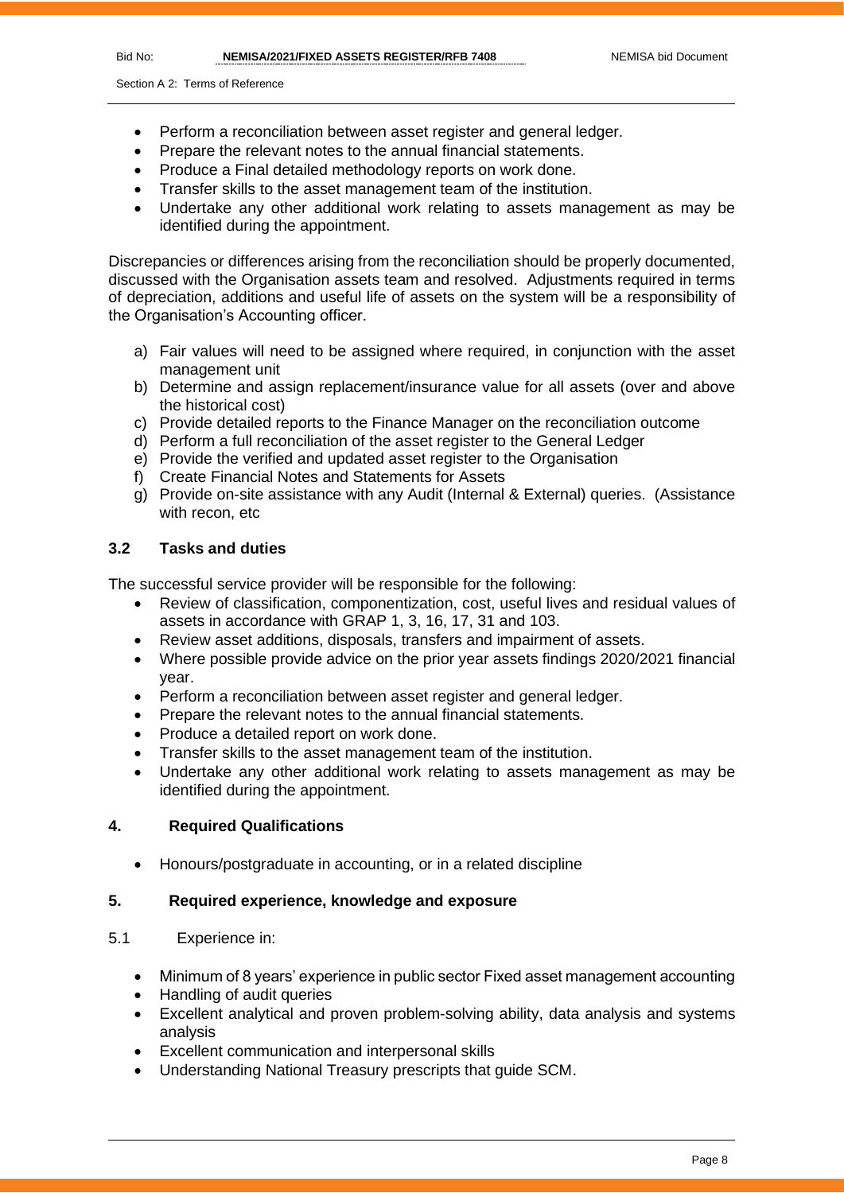- Perform a reconciliation between asset register and general ledger.
- Prepare the relevant notes to the annual financial statements.
- Produce a Final detailed methodology reports on work done.
- Transfer skills to the asset management team of the institution.
- Undertake any other additional work relating to assets management as may be identified during the appointment.

Discrepancies or differences arising from the reconciliation should be properly documented, discussed with the Organisation assets team and resolved. Adjustments required in terms of depreciation, additions and useful life of assets on the system will be a responsibility of the Organisation's Accounting officer.

a) Fair values will need to be assigned where required, in conjunction with the asset management unit
b) Determine and assign replacement/insurance value for all assets (over and above the historical cost)
c) Provide detailed reports to the Finance Manager on the reconciliation outcome
d) Perform a full reconciliation of the asset register to the General Ledger
e) Provide the verified and updated asset register to the Organisation
f) Create Financial Notes and Statements for Assets
g) Provide on-site assistance with any Audit (Internal & External) queries. (Assistance with recon, etc

### 3.2 Tasks and duties

The successful service provider will be responsible for the following:

- Review of classification, componentization, cost, useful lives and residual values of assets in accordance with GRAP 1, 3, 16, 17, 31 and 103.
- Review asset additions, disposals, transfers and impairment of assets.
- Where possible provide advice on the prior year assets findings 2020/2021 financial year.
- Perform a reconciliation between asset register and general ledger.
- Prepare the relevant notes to the annual financial statements.
- Produce a detailed report on work done.
- Transfer skills to the asset management team of the institution.
- Undertake any other additional work relating to assets management as may be identified during the appointment.

## 4. Required Qualifications

- Honours/postgraduate in accounting, or in a related discipline

## 5. Required experience, knowledge and exposure

5.1 Experience in:

- Minimum of 8 years' experience in public sector Fixed asset management accounting
- Handling of audit queries
- Excellent analytical and proven problem-solving ability, data analysis and systems analysis
- Excellent communication and interpersonal skills
- Understanding National Treasury prescripts that guide SCM.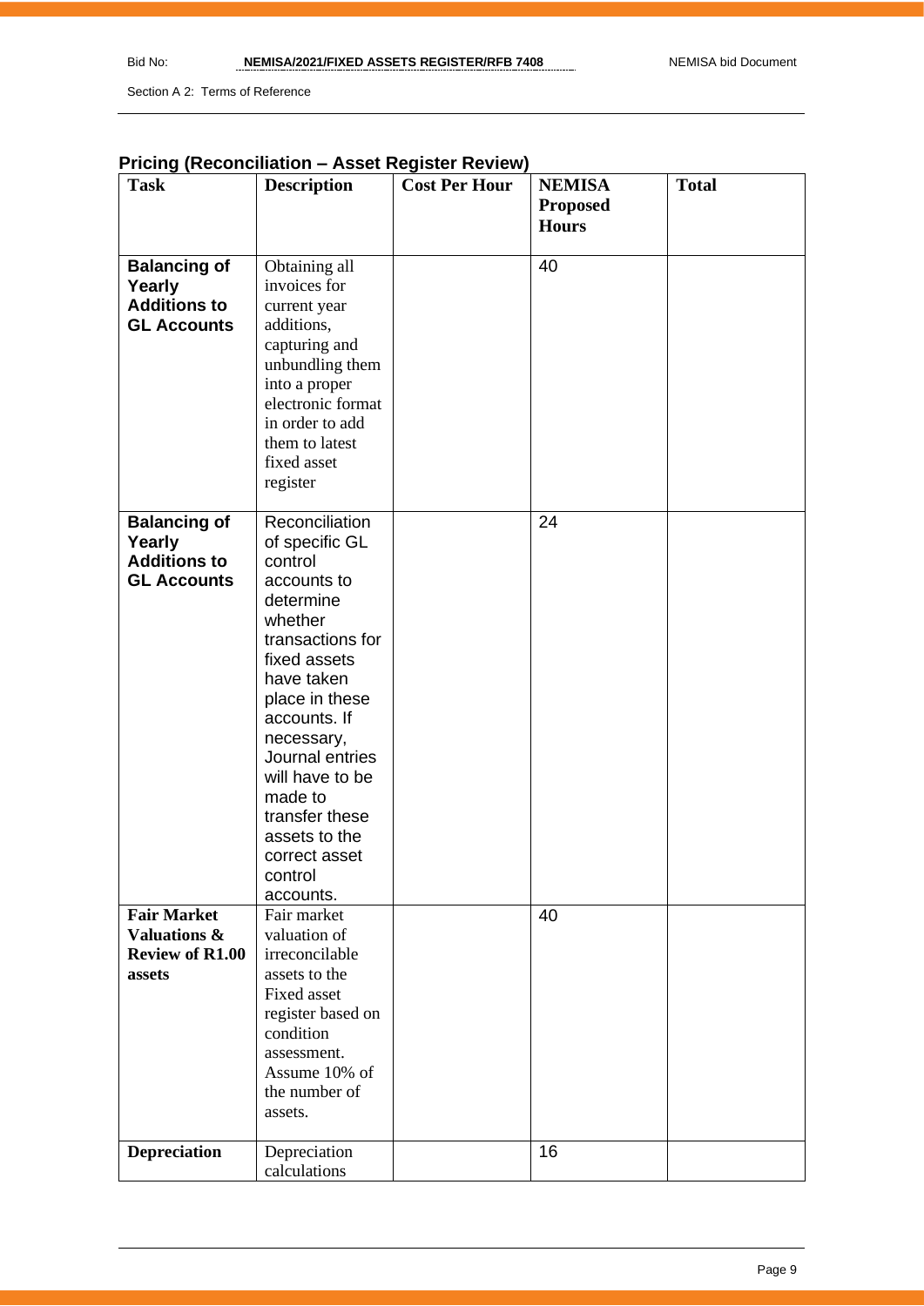## Pricing (Reconciliation – Asset Register Review)

| Task | Description | Cost Per Hour | NEMISA Proposed Hours | Total |
|---|---|---|---|---|
| **Balancing of Yearly Additions to GL Accounts** | Obtaining all invoices for current year additions, capturing and unbundling them into a proper electronic format in order to add them to latest fixed asset register | | 40 | |
| **Balancing of Yearly Additions to GL Accounts** | Reconciliation of specific GL control accounts to determine whether transactions for fixed assets have taken place in these accounts. If necessary, Journal entries will have to be made to transfer these assets to the correct asset control accounts. | | 24 | |
| **Fair Market Valuations & Review of R1.00 assets** | Fair market valuation of irreconcilable assets to the Fixed asset register based on condition assessment. Assume 10% of the number of assets. | | 40 | |
| **Depreciation** | Depreciation calculations | | 16 | |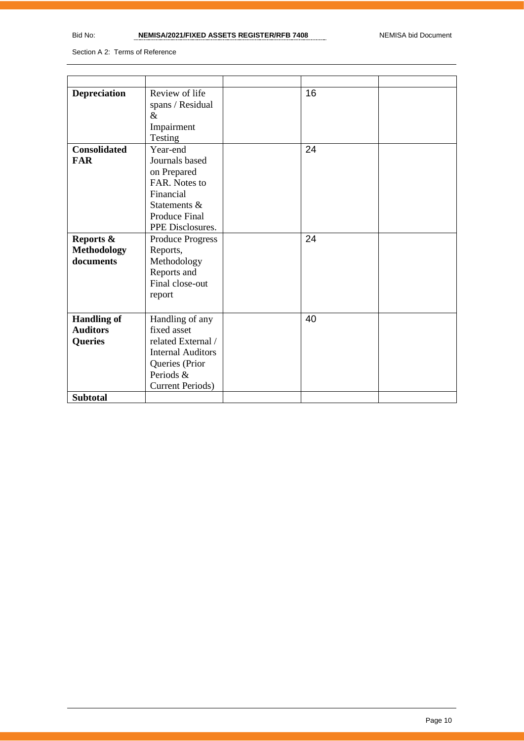| | | | | |
|---|---|---|---|---|
| **Depreciation** | Review of life spans / Residual & Impairment Testing | | 16 | |
| **Consolidated FAR** | Year-end Journals based on Prepared FAR. Notes to Financial Statements & Produce Final PPE Disclosures. | | 24 | |
| **Reports & Methodology documents** | Produce Progress Reports, Methodology Reports and Final close-out report | | 24 | |
| **Handling of Auditors Queries** | Handling of any fixed asset related External / Internal Auditors Queries (Prior Periods & Current Periods) | | 40 | |
| **Subtotal** | | | | |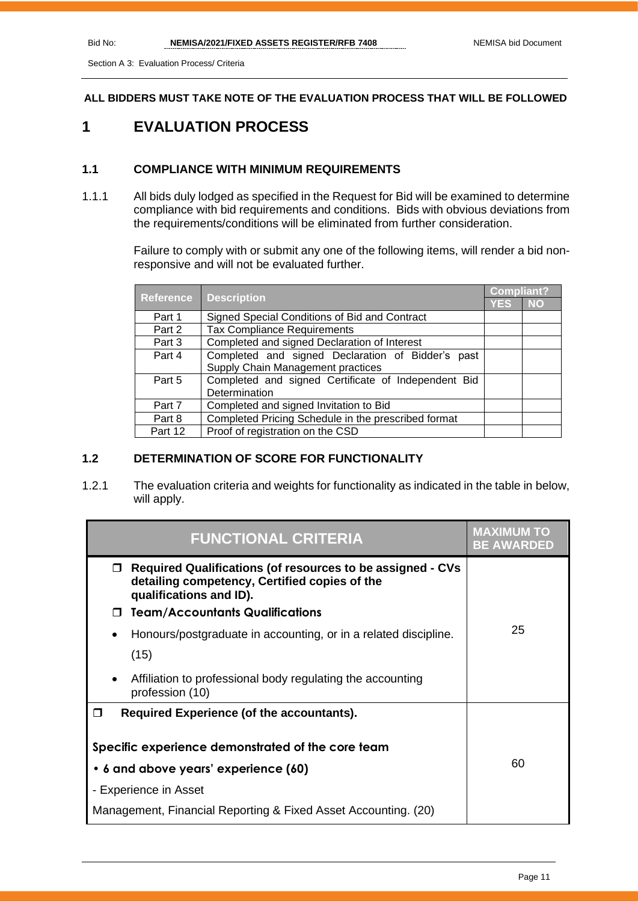**ALL BIDDERS MUST TAKE NOTE OF THE EVALUATION PROCESS THAT WILL BE FOLLOWED**

# 1 EVALUATION PROCESS

## 1.1 COMPLIANCE WITH MINIMUM REQUIREMENTS

1.1.1 All bids duly lodged as specified in the Request for Bid will be examined to determine compliance with bid requirements and conditions. Bids with obvious deviations from the requirements/conditions will be eliminated from further consideration.

Failure to comply with or submit any one of the following items, will render a bid non-responsive and will not be evaluated further.

| Reference | Description | Compliant? | |
|---|---|---|---|
| | | YES | NO |
| Part 1 | Signed Special Conditions of Bid and Contract | | |
| Part 2 | Tax Compliance Requirements | | |
| Part 3 | Completed and signed Declaration of Interest | | |
| Part 4 | Completed and signed Declaration of Bidder's past Supply Chain Management practices | | |
| Part 5 | Completed and signed Certificate of Independent Bid Determination | | |
| Part 7 | Completed and signed Invitation to Bid | | |
| Part 8 | Completed Pricing Schedule in the prescribed format | | |
| Part 12 | Proof of registration on the CSD | | |

## 1.2 DETERMINATION OF SCORE FOR FUNCTIONALITY

1.2.1 The evaluation criteria and weights for functionality as indicated in the table in below, will apply.

| FUNCTIONAL CRITERIA | MAXIMUM TO BE AWARDED |
|---|---|
| ❒ **Required Qualifications (of resources to be assigned - CVs detailing competency, Certified copies of the qualifications and ID).**<br>❒ **Team/Accountants Qualifications**<br>• Honours/postgraduate in accounting, or in a related discipline. (15)<br>• Affiliation to professional body regulating the accounting profession (10) | 25 |
| ❒ **Required Experience (of the accountants).**<br>**Specific experience demonstrated of the core team**<br>**• 6 and above years' experience (60)**<br>- Experience in Asset Management, Financial Reporting & Fixed Asset Accounting. (20) | 60 |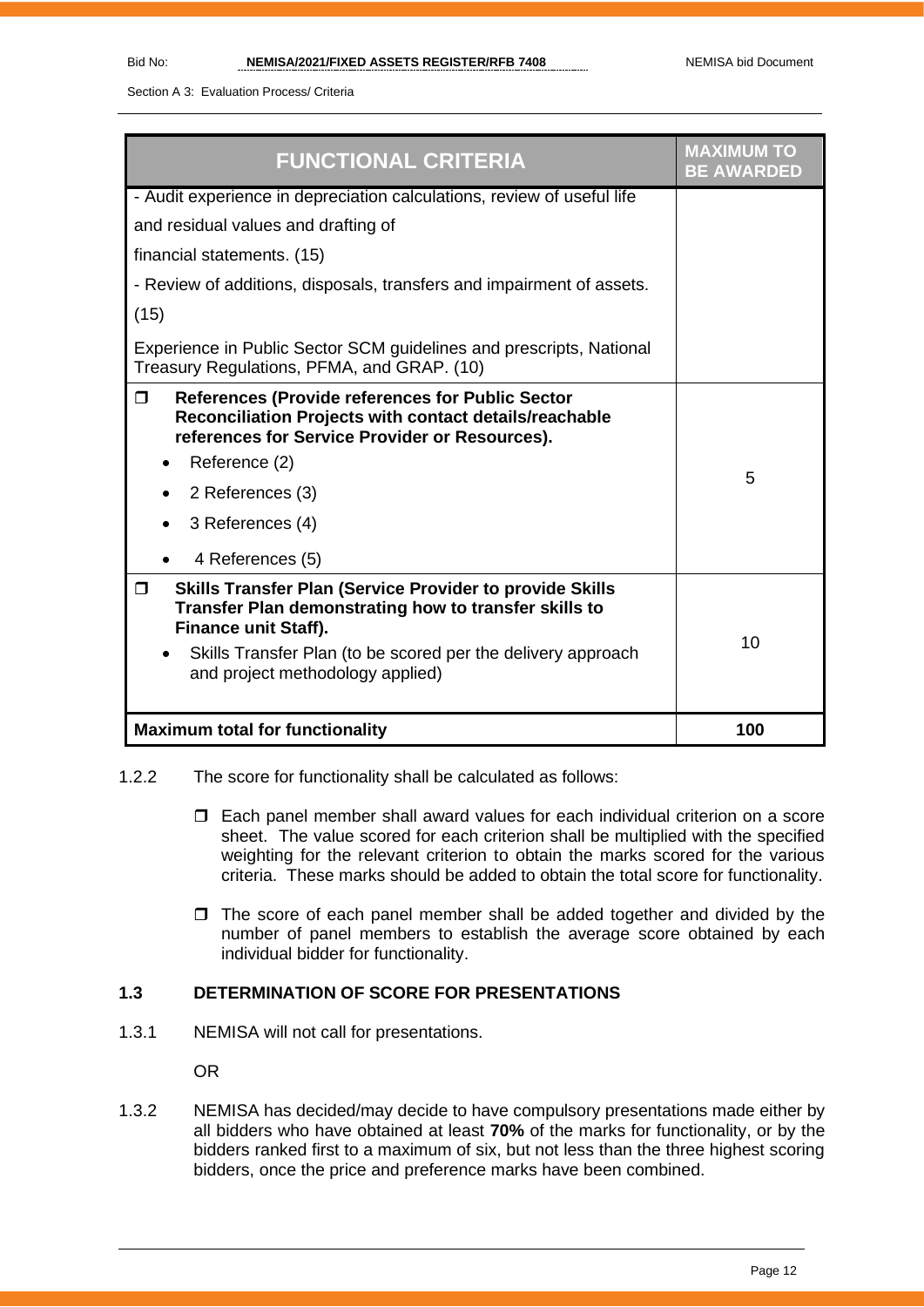| FUNCTIONAL CRITERIA | MAXIMUM TO BE AWARDED |
|---|---|
| - Audit experience in depreciation calculations, review of useful life and residual values and drafting of financial statements. (15)<br>- Review of additions, disposals, transfers and impairment of assets. (15)<br>Experience in Public Sector SCM guidelines and prescripts, National Treasury Regulations, PFMA, and GRAP. (10) | |
| ❐ **References (Provide references for Public Sector Reconciliation Projects with contact details/reachable references for Service Provider or Resources).**<br>• Reference (2)<br>• 2 References (3)<br>• 3 References (4)<br>• 4 References (5) | 5 |
| ❐ **Skills Transfer Plan (Service Provider to provide Skills Transfer Plan demonstrating how to transfer skills to Finance unit Staff).**<br>• Skills Transfer Plan (to be scored per the delivery approach and project methodology applied) | 10 |
| **Maximum total for functionality** | **100** |

1.2.2 The score for functionality shall be calculated as follows:

- ❐ Each panel member shall award values for each individual criterion on a score sheet. The value scored for each criterion shall be multiplied with the specified weighting for the relevant criterion to obtain the marks scored for the various criteria. These marks should be added to obtain the total score for functionality.
- ❐ The score of each panel member shall be added together and divided by the number of panel members to establish the average score obtained by each individual bidder for functionality.

### 1.3 DETERMINATION OF SCORE FOR PRESENTATIONS

1.3.1 NEMISA will not call for presentations.

OR

1.3.2 NEMISA has decided/may decide to have compulsory presentations made either by all bidders who have obtained at least **70%** of the marks for functionality, or by the bidders ranked first to a maximum of six, but not less than the three highest scoring bidders, once the price and preference marks have been combined.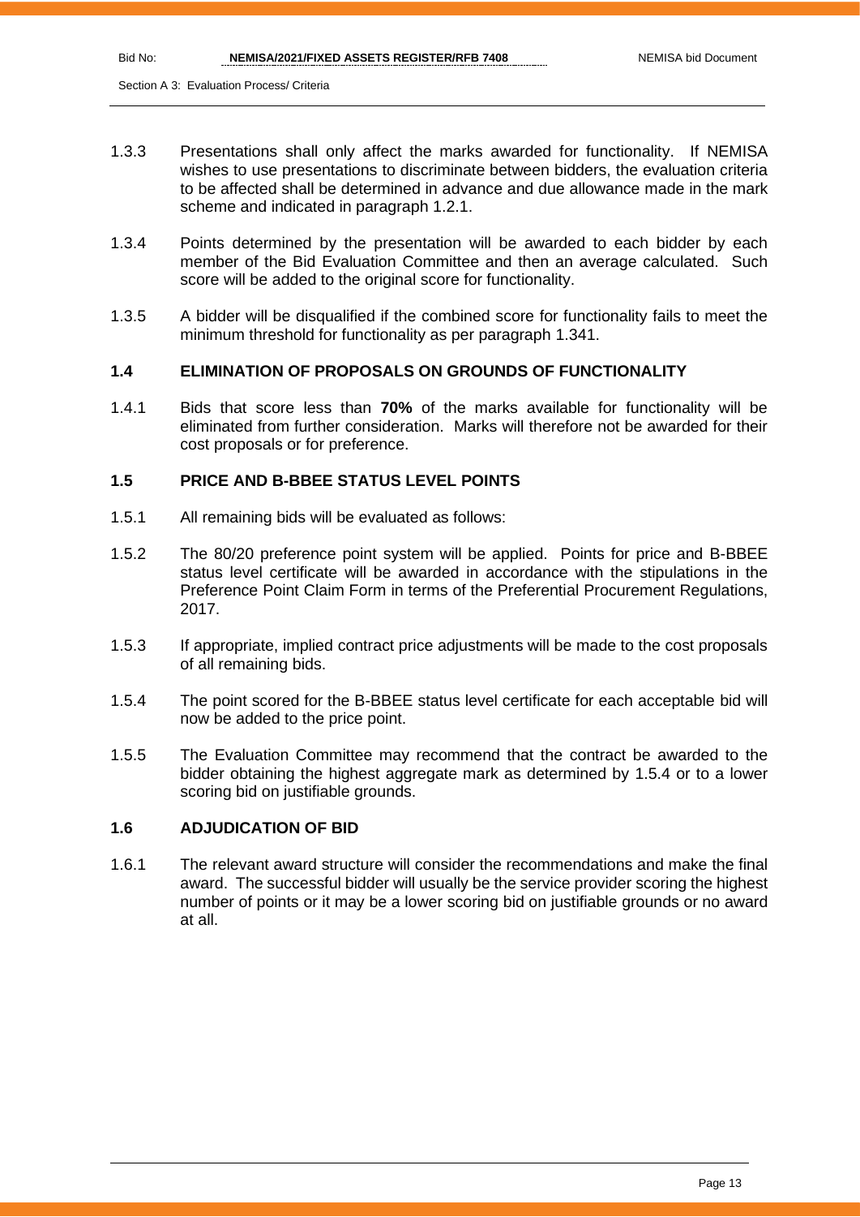1.3.3 Presentations shall only affect the marks awarded for functionality. If NEMISA wishes to use presentations to discriminate between bidders, the evaluation criteria to be affected shall be determined in advance and due allowance made in the mark scheme and indicated in paragraph 1.2.1.

1.3.4 Points determined by the presentation will be awarded to each bidder by each member of the Bid Evaluation Committee and then an average calculated. Such score will be added to the original score for functionality.

1.3.5 A bidder will be disqualified if the combined score for functionality fails to meet the minimum threshold for functionality as per paragraph 1.341.

### 1.4 ELIMINATION OF PROPOSALS ON GROUNDS OF FUNCTIONALITY

1.4.1 Bids that score less than **70%** of the marks available for functionality will be eliminated from further consideration. Marks will therefore not be awarded for their cost proposals or for preference.

### 1.5 PRICE AND B-BBEE STATUS LEVEL POINTS

1.5.1 All remaining bids will be evaluated as follows:

1.5.2 The 80/20 preference point system will be applied. Points for price and B-BBEE status level certificate will be awarded in accordance with the stipulations in the Preference Point Claim Form in terms of the Preferential Procurement Regulations, 2017.

1.5.3 If appropriate, implied contract price adjustments will be made to the cost proposals of all remaining bids.

1.5.4 The point scored for the B-BBEE status level certificate for each acceptable bid will now be added to the price point.

1.5.5 The Evaluation Committee may recommend that the contract be awarded to the bidder obtaining the highest aggregate mark as determined by 1.5.4 or to a lower scoring bid on justifiable grounds.

### 1.6 ADJUDICATION OF BID

1.6.1 The relevant award structure will consider the recommendations and make the final award. The successful bidder will usually be the service provider scoring the highest number of points or it may be a lower scoring bid on justifiable grounds or no award at all.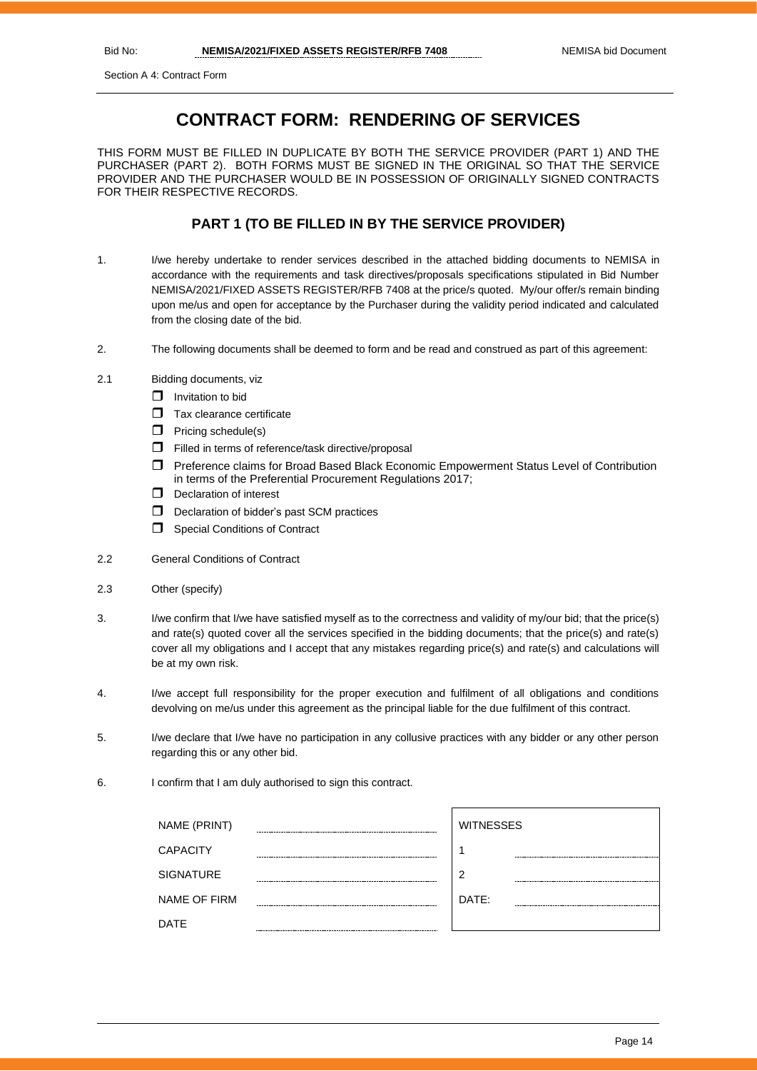Section A 4: Contract Form

# CONTRACT FORM: RENDERING OF SERVICES

THIS FORM MUST BE FILLED IN DUPLICATE BY BOTH THE SERVICE PROVIDER (PART 1) AND THE PURCHASER (PART 2). BOTH FORMS MUST BE SIGNED IN THE ORIGINAL SO THAT THE SERVICE PROVIDER AND THE PURCHASER WOULD BE IN POSSESSION OF ORIGINALLY SIGNED CONTRACTS FOR THEIR RESPECTIVE RECORDS.

## PART 1 (TO BE FILLED IN BY THE SERVICE PROVIDER)

1. I/we hereby undertake to render services described in the attached bidding documents to NEMISA in accordance with the requirements and task directives/proposals specifications stipulated in Bid Number NEMISA/2021/FIXED ASSETS REGISTER/RFB 7408 at the price/s quoted. My/our offer/s remain binding upon me/us and open for acceptance by the Purchaser during the validity period indicated and calculated from the closing date of the bid.

2. The following documents shall be deemed to form and be read and construed as part of this agreement:

2.1 Bidding documents, viz

- ☐ Invitation to bid
- ☐ Tax clearance certificate
- ☐ Pricing schedule(s)
- ☐ Filled in terms of reference/task directive/proposal
- ☐ Preference claims for Broad Based Black Economic Empowerment Status Level of Contribution in terms of the Preferential Procurement Regulations 2017;
- ☐ Declaration of interest
- ☐ Declaration of bidder's past SCM practices
- ☐ Special Conditions of Contract

2.2 General Conditions of Contract

2.3 Other (specify)

3. I/we confirm that I/we have satisfied myself as to the correctness and validity of my/our bid; that the price(s) and rate(s) quoted cover all the services specified in the bidding documents; that the price(s) and rate(s) cover all my obligations and I accept that any mistakes regarding price(s) and rate(s) and calculations will be at my own risk.

4. I/we accept full responsibility for the proper execution and fulfilment of all obligations and conditions devolving on me/us under this agreement as the principal liable for the due fulfilment of this contract.

5. I/we declare that I/we have no participation in any collusive practices with any bidder or any other person regarding this or any other bid.

6. I confirm that I am duly authorised to sign this contract.

| | | | |
|---|---|---|---|
| NAME (PRINT) | ..................................... | WITNESSES | |
| CAPACITY | ..................................... | 1 | ..................................... |
| SIGNATURE | ..................................... | 2 | ..................................... |
| NAME OF FIRM | ..................................... | DATE: | ..................................... |
| DATE | ..................................... | | |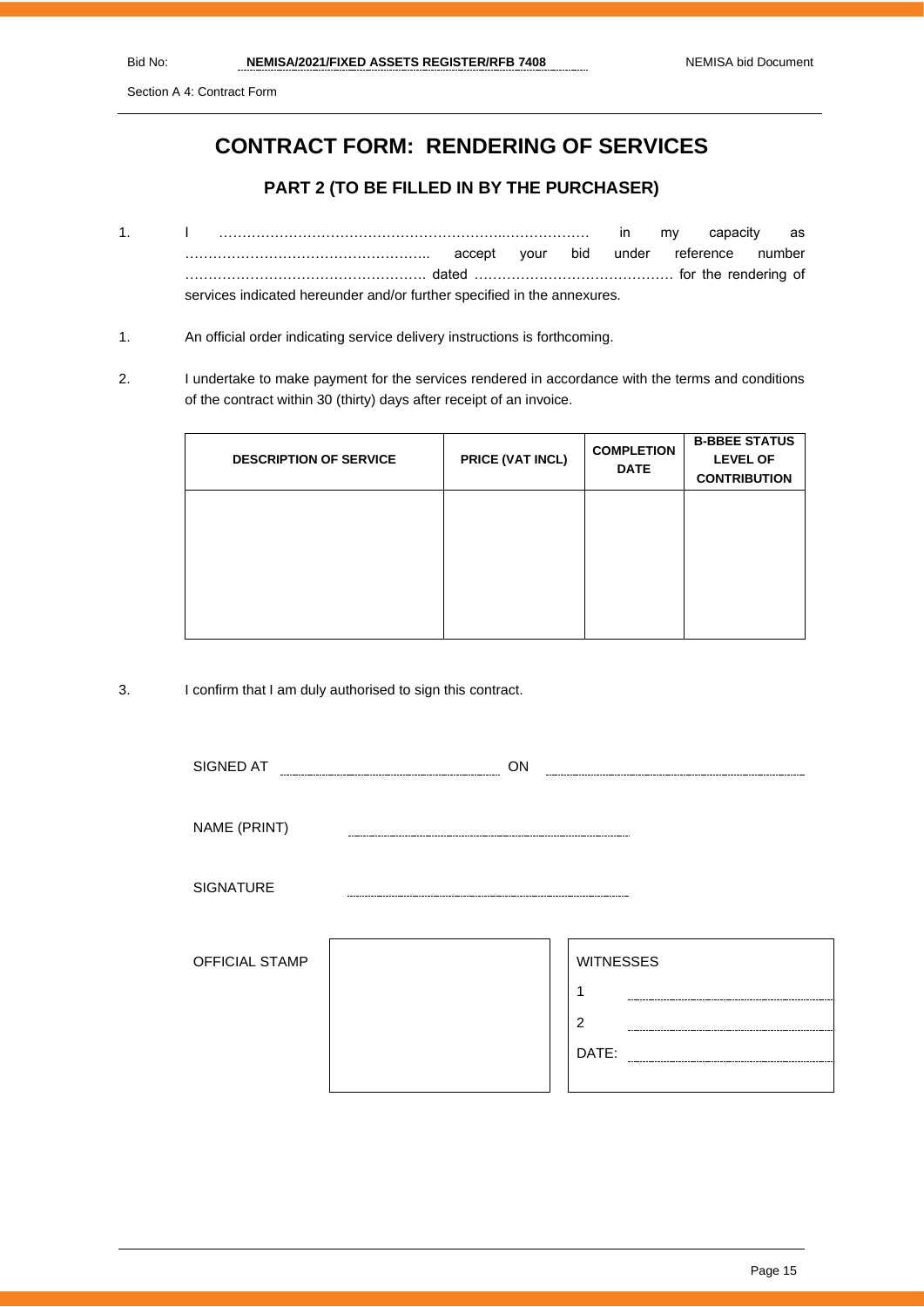# CONTRACT FORM: RENDERING OF SERVICES

## PART 2 (TO BE FILLED IN BY THE PURCHASER)

1. I …………………………………………………..……………… in my capacity as …………………………………………….. accept your bid under reference number ……………………………………………. dated …………………………………… for the rendering of services indicated hereunder and/or further specified in the annexures.

1. An official order indicating service delivery instructions is forthcoming.

2. I undertake to make payment for the services rendered in accordance with the terms and conditions of the contract within 30 (thirty) days after receipt of an invoice.

| DESCRIPTION OF SERVICE | PRICE (VAT INCL) | COMPLETION DATE | B-BBEE STATUS LEVEL OF CONTRIBUTION |
|---|---|---|---|
| | | | |

3. I confirm that I am duly authorised to sign this contract.

SIGNED AT ………………………… ON …………………………

NAME (PRINT) …………………………

SIGNATURE …………………………

OFFICIAL STAMP

| WITNESSES |
|---|
| 1 ………………………… |
| 2 ………………………… |
| DATE: ………………………… |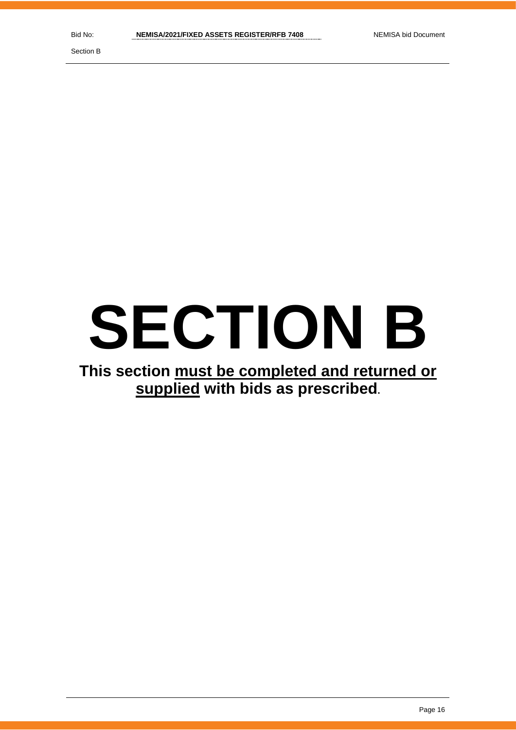# SECTION B

**This section must be completed and returned or supplied with bids as prescribed.**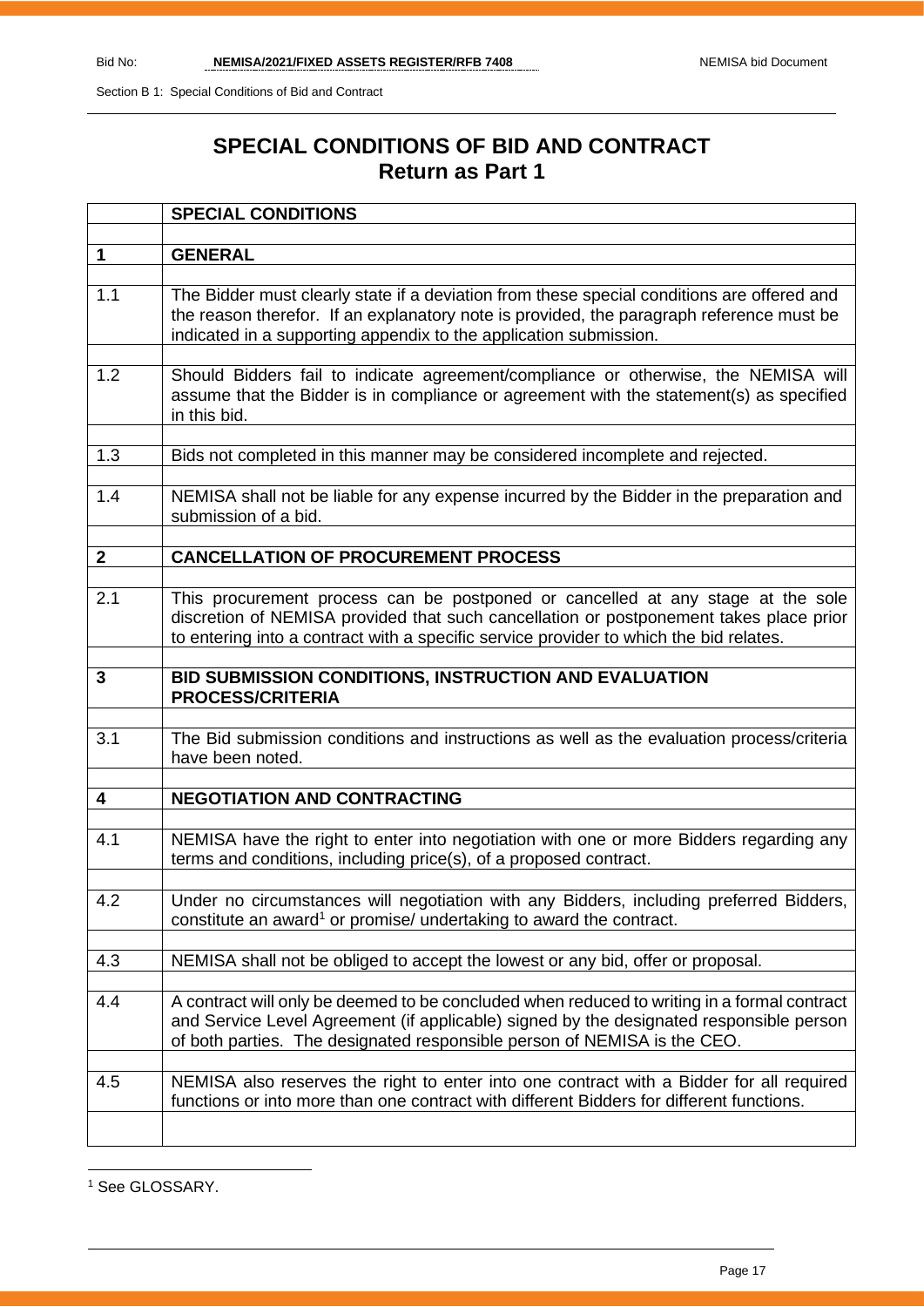# SPECIAL CONDITIONS OF BID AND CONTRACT
## Return as Part 1

| | SPECIAL CONDITIONS |
|---|---|
| **1** | **GENERAL** |
| 1.1 | The Bidder must clearly state if a deviation from these special conditions are offered and the reason therefor. If an explanatory note is provided, the paragraph reference must be indicated in a supporting appendix to the application submission. |
| 1.2 | Should Bidders fail to indicate agreement/compliance or otherwise, the NEMISA will assume that the Bidder is in compliance or agreement with the statement(s) as specified in this bid. |
| 1.3 | Bids not completed in this manner may be considered incomplete and rejected. |
| 1.4 | NEMISA shall not be liable for any expense incurred by the Bidder in the preparation and submission of a bid. |
| **2** | **CANCELLATION OF PROCUREMENT PROCESS** |
| 2.1 | This procurement process can be postponed or cancelled at any stage at the sole discretion of NEMISA provided that such cancellation or postponement takes place prior to entering into a contract with a specific service provider to which the bid relates. |
| **3** | **BID SUBMISSION CONDITIONS, INSTRUCTION AND EVALUATION PROCESS/CRITERIA** |
| 3.1 | The Bid submission conditions and instructions as well as the evaluation process/criteria have been noted. |
| **4** | **NEGOTIATION AND CONTRACTING** |
| 4.1 | NEMISA have the right to enter into negotiation with one or more Bidders regarding any terms and conditions, including price(s), of a proposed contract. |
| 4.2 | Under no circumstances will negotiation with any Bidders, including preferred Bidders, constitute an award[1] or promise/ undertaking to award the contract. |
| 4.3 | NEMISA shall not be obliged to accept the lowest or any bid, offer or proposal. |
| 4.4 | A contract will only be deemed to be concluded when reduced to writing in a formal contract and Service Level Agreement (if applicable) signed by the designated responsible person of both parties. The designated responsible person of NEMISA is the CEO. |
| 4.5 | NEMISA also reserves the right to enter into one contract with a Bidder for all required functions or into more than one contract with different Bidders for different functions. |
| | |

[1] See GLOSSARY.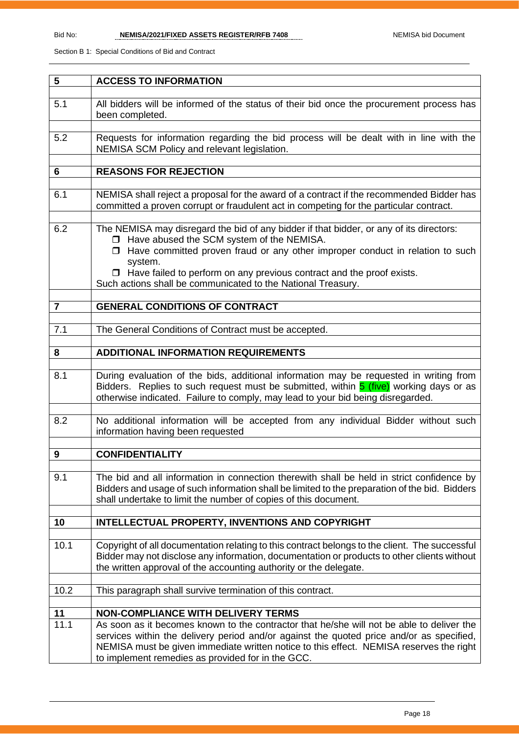| 5 | **ACCESS TO INFORMATION** |
|---|---|
| 5.1 | All bidders will be informed of the status of their bid once the procurement process has been completed. |
| 5.2 | Requests for information regarding the bid process will be dealt with in line with the NEMISA SCM Policy and relevant legislation. |
| **6** | **REASONS FOR REJECTION** |
| 6.1 | NEMISA shall reject a proposal for the award of a contract if the recommended Bidder has committed a proven corrupt or fraudulent act in competing for the particular contract. |
| 6.2 | The NEMISA may disregard the bid of any bidder if that bidder, or any of its directors:<br>❒ Have abused the SCM system of the NEMISA.<br>❒ Have committed proven fraud or any other improper conduct in relation to such system.<br>❒ Have failed to perform on any previous contract and the proof exists.<br>Such actions shall be communicated to the National Treasury. |
| **7** | **GENERAL CONDITIONS OF CONTRACT** |
| 7.1 | The General Conditions of Contract must be accepted. |
| **8** | **ADDITIONAL INFORMATION REQUIREMENTS** |
| 8.1 | During evaluation of the bids, additional information may be requested in writing from Bidders. Replies to such request must be submitted, within 5 (five) working days or as otherwise indicated. Failure to comply, may lead to your bid being disregarded. |
| 8.2 | No additional information will be accepted from any individual Bidder without such information having been requested |
| **9** | **CONFIDENTIALITY** |
| 9.1 | The bid and all information in connection therewith shall be held in strict confidence by Bidders and usage of such information shall be limited to the preparation of the bid. Bidders shall undertake to limit the number of copies of this document. |
| **10** | **INTELLECTUAL PROPERTY, INVENTIONS AND COPYRIGHT** |
| 10.1 | Copyright of all documentation relating to this contract belongs to the client. The successful Bidder may not disclose any information, documentation or products to other clients without the written approval of the accounting authority or the delegate. |
| 10.2 | This paragraph shall survive termination of this contract. |
| **11** | **NON-COMPLIANCE WITH DELIVERY TERMS** |
| 11.1 | As soon as it becomes known to the contractor that he/she will not be able to deliver the services within the delivery period and/or against the quoted price and/or as specified, NEMISA must be given immediate written notice to this effect. NEMISA reserves the right to implement remedies as provided for in the GCC. |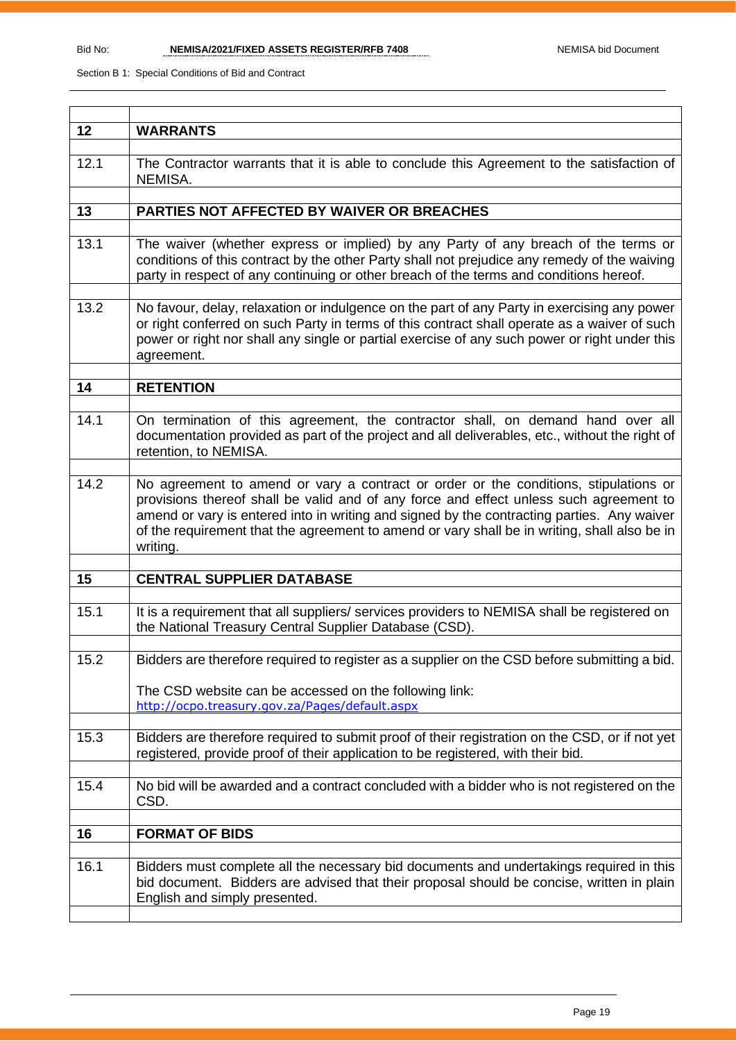| | |
|---|---|
| **12** | **WARRANTS** |
| 12.1 | The Contractor warrants that it is able to conclude this Agreement to the satisfaction of NEMISA. |
| **13** | **PARTIES NOT AFFECTED BY WAIVER OR BREACHES** |
| 13.1 | The waiver (whether express or implied) by any Party of any breach of the terms or conditions of this contract by the other Party shall not prejudice any remedy of the waiving party in respect of any continuing or other breach of the terms and conditions hereof. |
| 13.2 | No favour, delay, relaxation or indulgence on the part of any Party in exercising any power or right conferred on such Party in terms of this contract shall operate as a waiver of such power or right nor shall any single or partial exercise of any such power or right under this agreement. |
| **14** | **RETENTION** |
| 14.1 | On termination of this agreement, the contractor shall, on demand hand over all documentation provided as part of the project and all deliverables, etc., without the right of retention, to NEMISA. |
| 14.2 | No agreement to amend or vary a contract or order or the conditions, stipulations or provisions thereof shall be valid and of any force and effect unless such agreement to amend or vary is entered into in writing and signed by the contracting parties. Any waiver of the requirement that the agreement to amend or vary shall be in writing, shall also be in writing. |
| **15** | **CENTRAL SUPPLIER DATABASE** |
| 15.1 | It is a requirement that all suppliers/ services providers to NEMISA shall be registered on the National Treasury Central Supplier Database (CSD). |
| 15.2 | Bidders are therefore required to register as a supplier on the CSD before submitting a bid.<br><br>The CSD website can be accessed on the following link:<br>http://ocpo.treasury.gov.za/Pages/default.aspx |
| 15.3 | Bidders are therefore required to submit proof of their registration on the CSD, or if not yet registered, provide proof of their application to be registered, with their bid. |
| 15.4 | No bid will be awarded and a contract concluded with a bidder who is not registered on the CSD. |
| **16** | **FORMAT OF BIDS** |
| 16.1 | Bidders must complete all the necessary bid documents and undertakings required in this bid document. Bidders are advised that their proposal should be concise, written in plain English and simply presented. |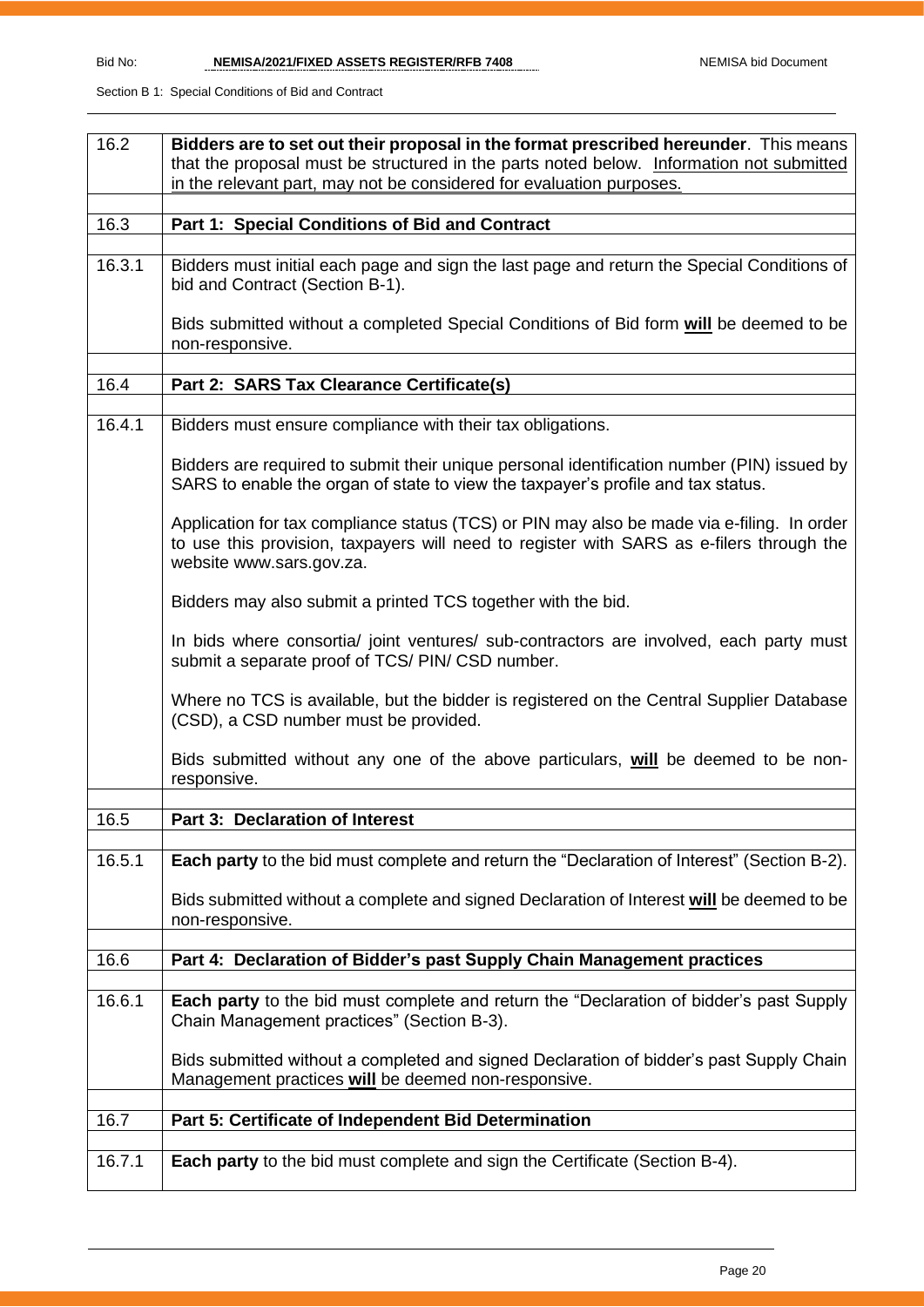| | |
|---|---|
| 16.2 | **Bidders are to set out their proposal in the format prescribed hereunder**. This means that the proposal must be structured in the parts noted below. <u>Information not submitted in the relevant part, may not be considered for evaluation purposes.</u> |
| | |
| 16.3 | **Part 1: Special Conditions of Bid and Contract** |
| | |
| 16.3.1 | Bidders must initial each page and sign the last page and return the Special Conditions of bid and Contract (Section B-1).<br><br>Bids submitted without a completed Special Conditions of Bid form **<u>will</u>** be deemed to be non-responsive. |
| | |
| 16.4 | **Part 2: SARS Tax Clearance Certificate(s)** |
| | |
| 16.4.1 | Bidders must ensure compliance with their tax obligations.<br><br>Bidders are required to submit their unique personal identification number (PIN) issued by SARS to enable the organ of state to view the taxpayer's profile and tax status.<br><br>Application for tax compliance status (TCS) or PIN may also be made via e-filing. In order to use this provision, taxpayers will need to register with SARS as e-filers through the website www.sars.gov.za.<br><br>Bidders may also submit a printed TCS together with the bid.<br><br>In bids where consortia/ joint ventures/ sub-contractors are involved, each party must submit a separate proof of TCS/ PIN/ CSD number.<br><br>Where no TCS is available, but the bidder is registered on the Central Supplier Database (CSD), a CSD number must be provided.<br><br>Bids submitted without any one of the above particulars, **<u>will</u>** be deemed to be non-responsive. |
| | |
| 16.5 | **Part 3: Declaration of Interest** |
| | |
| 16.5.1 | **Each party** to the bid must complete and return the "Declaration of Interest" (Section B-2).<br><br>Bids submitted without a complete and signed Declaration of Interest **<u>will</u>** be deemed to be non-responsive. |
| | |
| 16.6 | **Part 4: Declaration of Bidder's past Supply Chain Management practices** |
| | |
| 16.6.1 | **Each party** to the bid must complete and return the "Declaration of bidder's past Supply Chain Management practices" (Section B-3).<br><br>Bids submitted without a completed and signed Declaration of bidder's past Supply Chain Management practices **<u>will</u>** be deemed non-responsive. |
| | |
| 16.7 | **Part 5: Certificate of Independent Bid Determination** |
| | |
| 16.7.1 | **Each party** to the bid must complete and sign the Certificate (Section B-4). |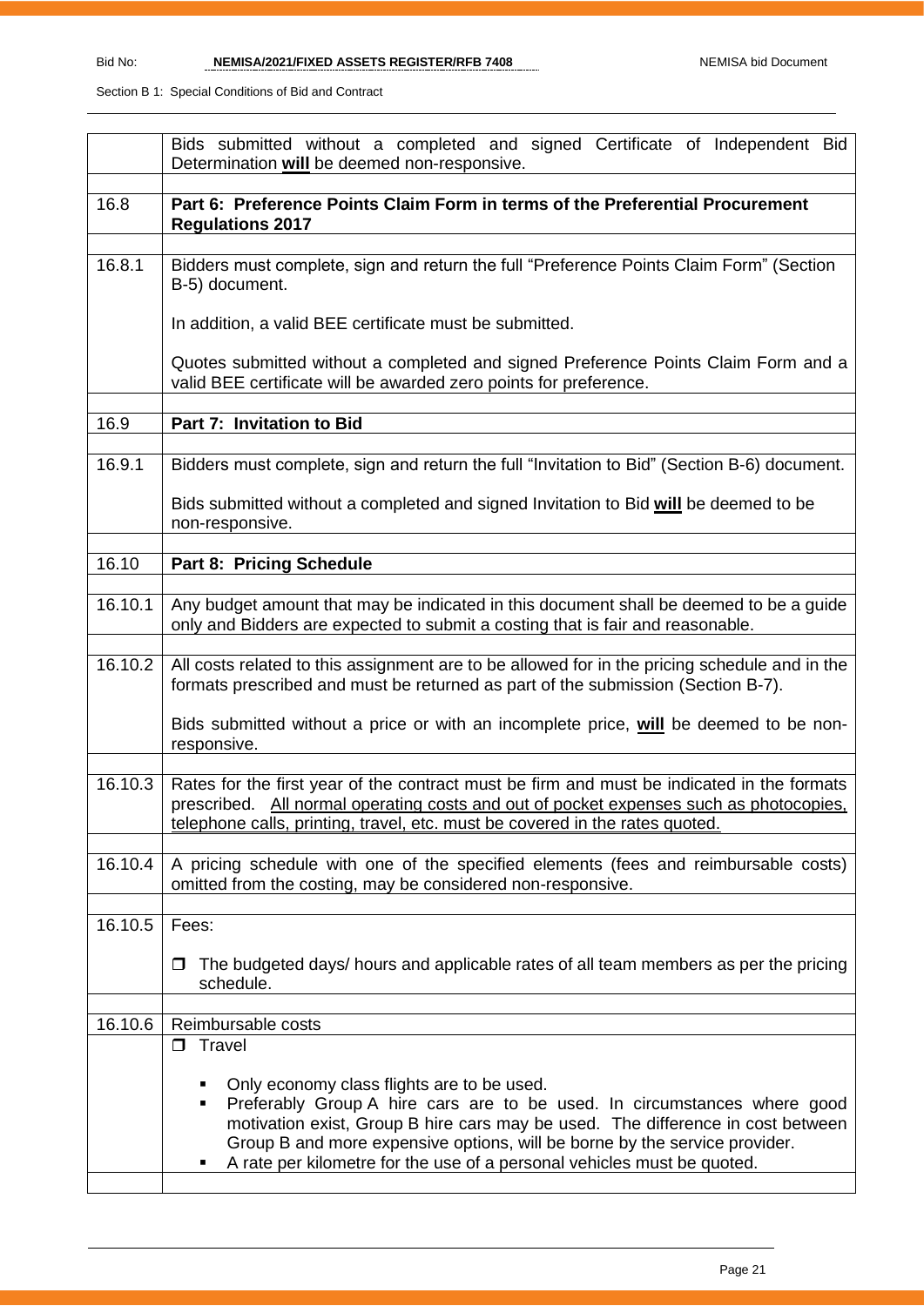| | |
|---|---|
| | Bids submitted without a completed and signed Certificate of Independent Bid Determination **will** be deemed non-responsive. |
| **16.8** | **Part 6: Preference Points Claim Form in terms of the Preferential Procurement Regulations 2017** |
| 16.8.1 | Bidders must complete, sign and return the full "Preference Points Claim Form" (Section B-5) document.<br><br>In addition, a valid BEE certificate must be submitted.<br><br>Quotes submitted without a completed and signed Preference Points Claim Form and a valid BEE certificate will be awarded zero points for preference. |
| **16.9** | **Part 7: Invitation to Bid** |
| 16.9.1 | Bidders must complete, sign and return the full "Invitation to Bid" (Section B-6) document.<br><br>Bids submitted without a completed and signed Invitation to Bid **will** be deemed to be non-responsive. |
| **16.10** | **Part 8: Pricing Schedule** |
| 16.10.1 | Any budget amount that may be indicated in this document shall be deemed to be a guide only and Bidders are expected to submit a costing that is fair and reasonable. |
| 16.10.2 | All costs related to this assignment are to be allowed for in the pricing schedule and in the formats prescribed and must be returned as part of the submission (Section B-7).<br><br>Bids submitted without a price or with an incomplete price, **will** be deemed to be non-responsive. |
| 16.10.3 | Rates for the first year of the contract must be firm and must be indicated in the formats prescribed. <u>All normal operating costs and out of pocket expenses such as photocopies, telephone calls, printing, travel, etc. must be covered in the rates quoted.</u> |
| 16.10.4 | A pricing schedule with one of the specified elements (fees and reimbursable costs) omitted from the costing, may be considered non-responsive. |
| 16.10.5 | Fees:<br><br>❒ The budgeted days/ hours and applicable rates of all team members as per the pricing schedule. |
| 16.10.6 | Reimbursable costs |
| | ❒ Travel<br><br>▪ Only economy class flights are to be used.<br>▪ Preferably Group A hire cars are to be used. In circumstances where good motivation exist, Group B hire cars may be used. The difference in cost between Group B and more expensive options, will be borne by the service provider.<br>▪ A rate per kilometre for the use of a personal vehicles must be quoted. |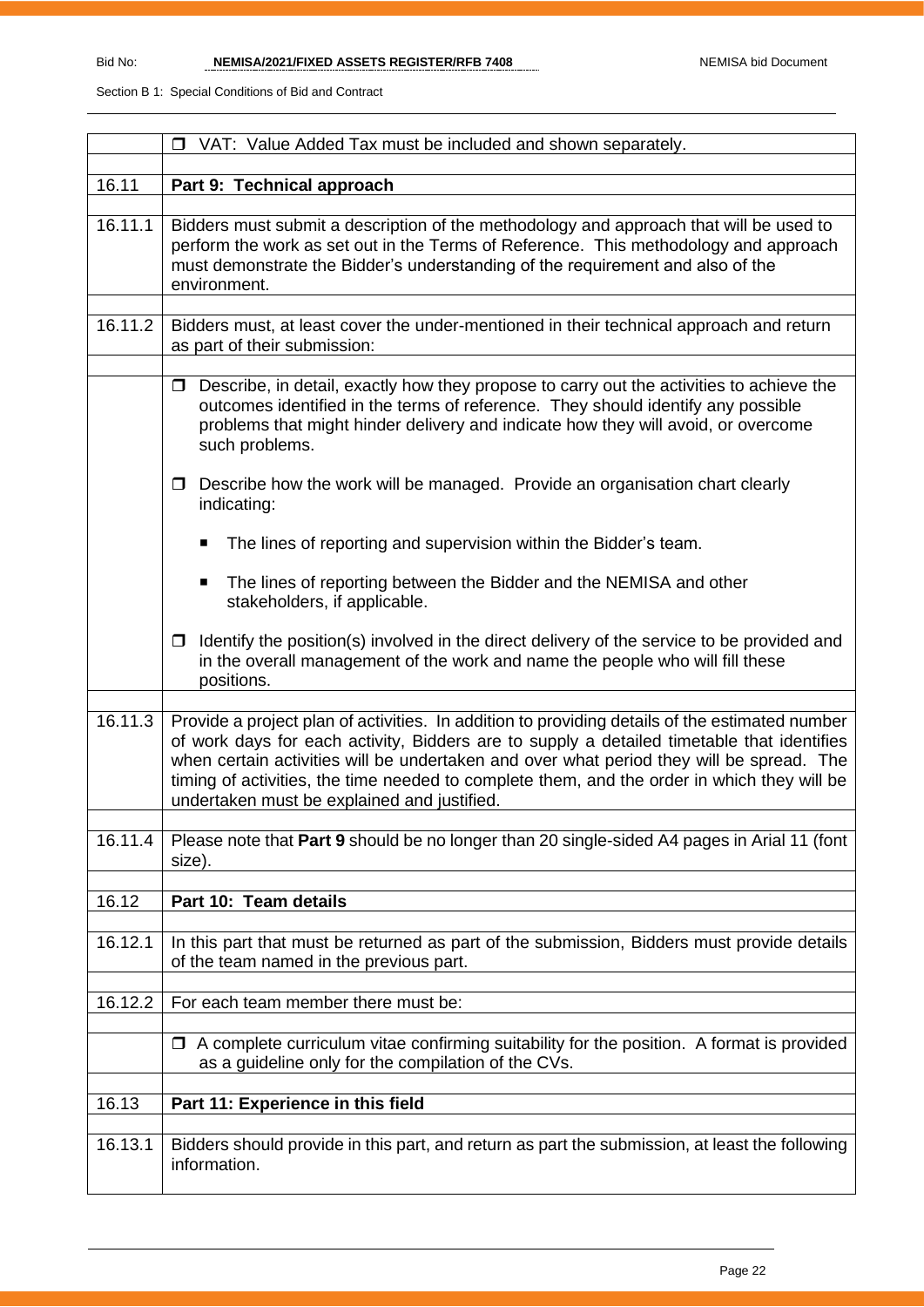| | |
|---|---|
| | ❒ VAT: Value Added Tax must be included and shown separately. |
| | |
| 16.11 | **Part 9: Technical approach** |
| | |
| 16.11.1 | Bidders must submit a description of the methodology and approach that will be used to perform the work as set out in the Terms of Reference. This methodology and approach must demonstrate the Bidder's understanding of the requirement and also of the environment. |
| | |
| 16.11.2 | Bidders must, at least cover the under-mentioned in their technical approach and return as part of their submission: |
| | |
| | ❒ Describe, in detail, exactly how they propose to carry out the activities to achieve the outcomes identified in the terms of reference. They should identify any possible problems that might hinder delivery and indicate how they will avoid, or overcome such problems.<br><br>❒ Describe how the work will be managed. Provide an organisation chart clearly indicating:<br><br>■ The lines of reporting and supervision within the Bidder's team.<br><br>■ The lines of reporting between the Bidder and the NEMISA and other stakeholders, if applicable.<br><br>❒ Identify the position(s) involved in the direct delivery of the service to be provided and in the overall management of the work and name the people who will fill these positions. |
| | |
| 16.11.3 | Provide a project plan of activities. In addition to providing details of the estimated number of work days for each activity, Bidders are to supply a detailed timetable that identifies when certain activities will be undertaken and over what period they will be spread. The timing of activities, the time needed to complete them, and the order in which they will be undertaken must be explained and justified. |
| | |
| 16.11.4 | Please note that **Part 9** should be no longer than 20 single-sided A4 pages in Arial 11 (font size). |
| | |
| 16.12 | **Part 10: Team details** |
| | |
| 16.12.1 | In this part that must be returned as part of the submission, Bidders must provide details of the team named in the previous part. |
| | |
| 16.12.2 | For each team member there must be: |
| | |
| | ❒ A complete curriculum vitae confirming suitability for the position. A format is provided as a guideline only for the compilation of the CVs. |
| | |
| 16.13 | **Part 11: Experience in this field** |
| | |
| 16.13.1 | Bidders should provide in this part, and return as part the submission, at least the following information. |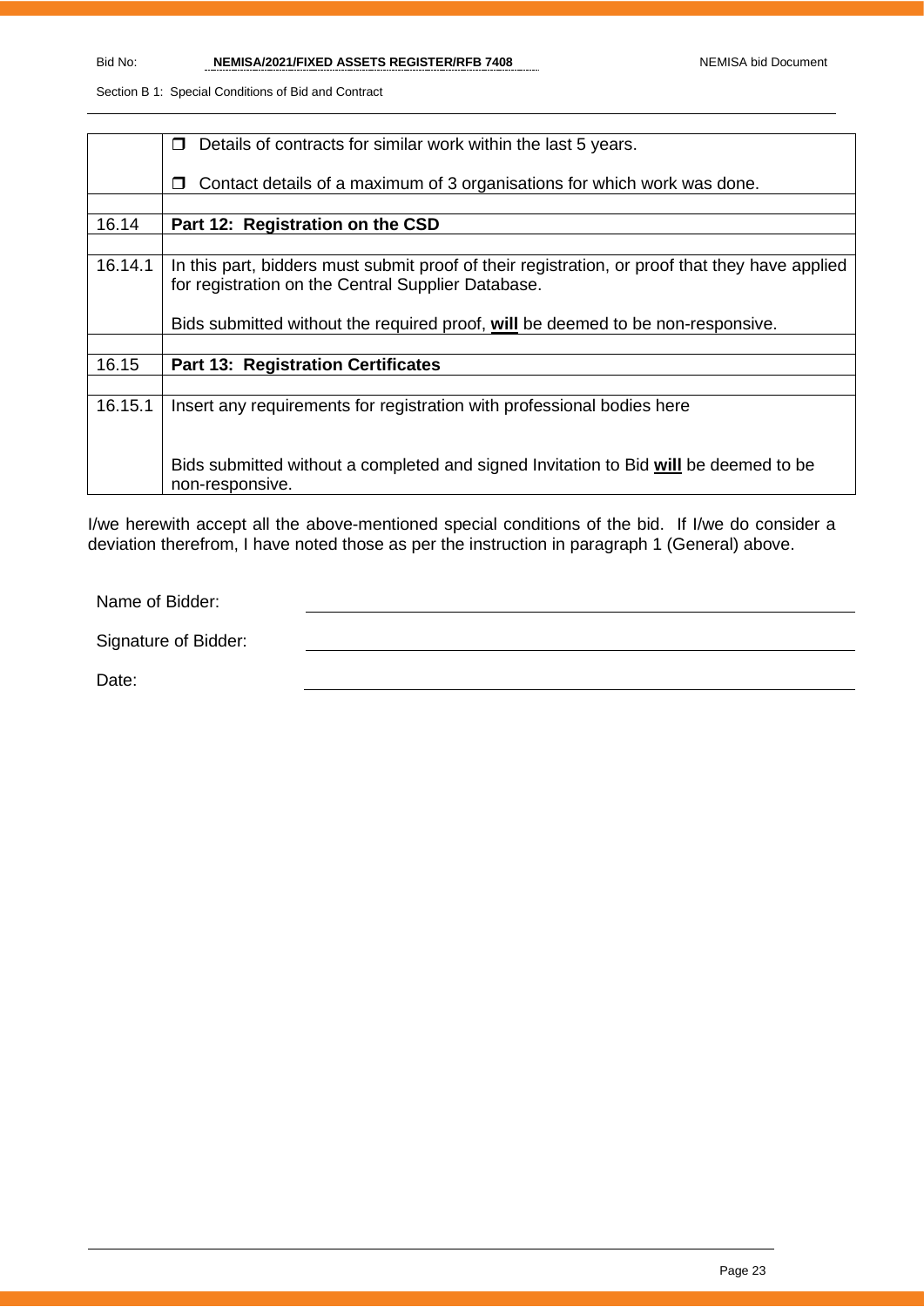| | |
|---|---|
| | ❒ Details of contracts for similar work within the last 5 years.<br><br>❒ Contact details of a maximum of 3 organisations for which work was done. |
| | |
| 16.14 | **Part 12: Registration on the CSD** |
| | |
| 16.14.1 | In this part, bidders must submit proof of their registration, or proof that they have applied for registration on the Central Supplier Database.<br><br>Bids submitted without the required proof, **will** be deemed to be non-responsive. |
| | |
| 16.15 | **Part 13: Registration Certificates** |
| | |
| 16.15.1 | Insert any requirements for registration with professional bodies here<br><br>Bids submitted without a completed and signed Invitation to Bid **will** be deemed to be non-responsive. |

I/we herewith accept all the above-mentioned special conditions of the bid. If I/we do consider a deviation therefrom, I have noted those as per the instruction in paragraph 1 (General) above.

Name of Bidder: ______________________________

Signature of Bidder: ______________________________

Date: ______________________________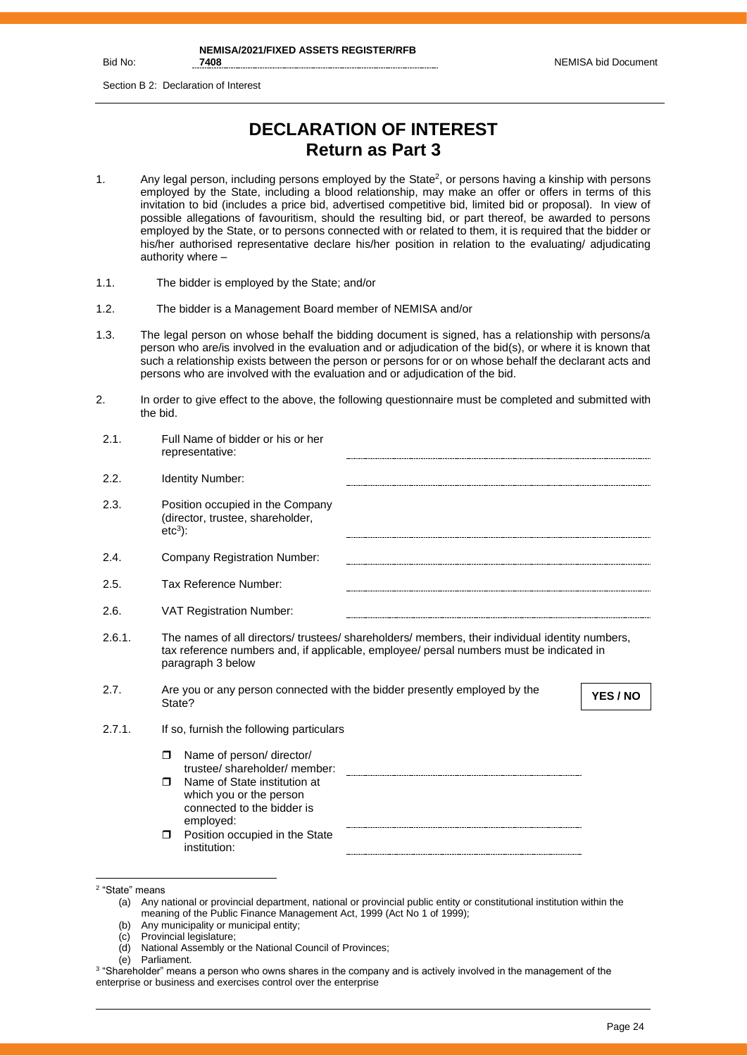Section B 2: Declaration of Interest

# DECLARATION OF INTEREST
## Return as Part 3

1. Any legal person, including persons employed by the State[2], or persons having a kinship with persons employed by the State, including a blood relationship, may make an offer or offers in terms of this invitation to bid (includes a price bid, advertised competitive bid, limited bid or proposal). In view of possible allegations of favouritism, should the resulting bid, or part thereof, be awarded to persons employed by the State, or to persons connected with or related to them, it is required that the bidder or his/her authorised representative declare his/her position in relation to the evaluating/ adjudicating authority where –

1.1. The bidder is employed by the State; and/or

1.2. The bidder is a Management Board member of NEMISA and/or

1.3. The legal person on whose behalf the bidding document is signed, has a relationship with persons/a person who are/is involved in the evaluation and or adjudication of the bid(s), or where it is known that such a relationship exists between the person or persons for or on whose behalf the declarant acts and persons who are involved with the evaluation and or adjudication of the bid.

2. In order to give effect to the above, the following questionnaire must be completed and submitted with the bid.

2.1. Full Name of bidder or his or her representative: ...........................................

2.2. Identity Number: ...........................................

2.3. Position occupied in the Company (director, trustee, shareholder, etc[3]): ...........................................

2.4. Company Registration Number: ...........................................

2.5. Tax Reference Number: ...........................................

2.6. VAT Registration Number: ...........................................

2.6.1. The names of all directors/ trustees/ shareholders/ members, their individual identity numbers, tax reference numbers and, if applicable, employee/ persal numbers must be indicated in paragraph 3 below

2.7. Are you or any person connected with the bidder presently employed by the State? **YES / NO**

2.7.1. If so, furnish the following particulars

- ☐ Name of person/ director/ trustee/ shareholder/ member: ...........................................
- ☐ Name of State institution at which you or the person connected to the bidder is employed: ...........................................
- ☐ Position occupied in the State institution: ...........................................

---

[2] "State" means
(a) Any national or provincial department, national or provincial public entity or constitutional institution within the meaning of the Public Finance Management Act, 1999 (Act No 1 of 1999);
(b) Any municipality or municipal entity;
(c) Provincial legislature;
(d) National Assembly or the National Council of Provinces;
(e) Parliament.

[3] "Shareholder" means a person who owns shares in the company and is actively involved in the management of the enterprise or business and exercises control over the enterprise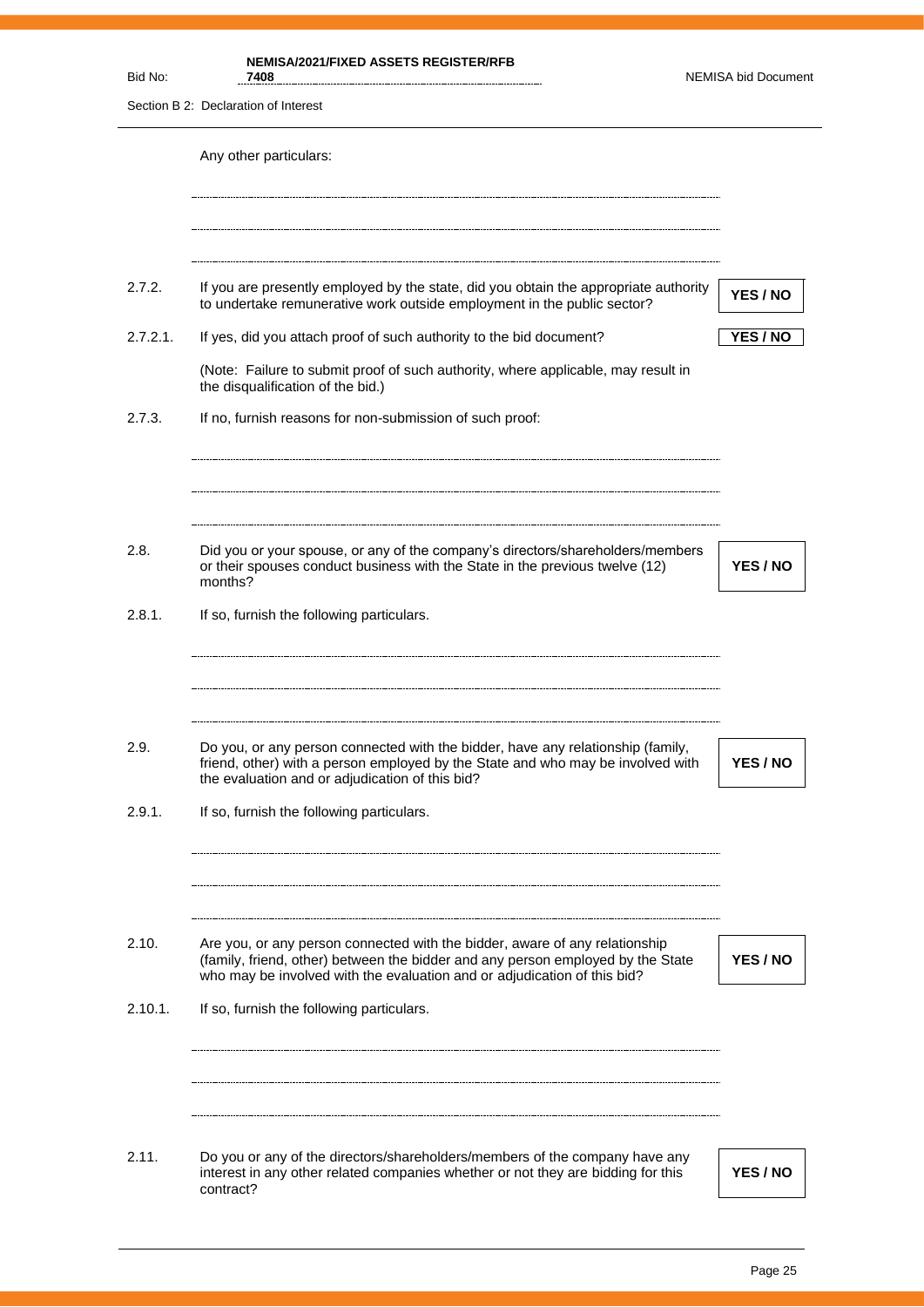Any other particulars:

..................................................................................................................................................

..................................................................................................................................................

..................................................................................................................................................

| | | |
|---|---|---|
| 2.7.2. | If you are presently employed by the state, did you obtain the appropriate authority to undertake remunerative work outside employment in the public sector? | **YES / NO** |
| 2.7.2.1. | If yes, did you attach proof of such authority to the bid document? | **YES / NO** |

(Note: Failure to submit proof of such authority, where applicable, may result in the disqualification of the bid.)

2.7.3. If no, furnish reasons for non-submission of such proof:

..................................................................................................................................................

..................................................................................................................................................

..................................................................................................................................................

| | | |
|---|---|---|
| 2.8. | Did you or your spouse, or any of the company's directors/shareholders/members or their spouses conduct business with the State in the previous twelve (12) months? | **YES / NO** |

2.8.1. If so, furnish the following particulars.

..................................................................................................................................................

..................................................................................................................................................

..................................................................................................................................................

| | | |
|---|---|---|
| 2.9. | Do you, or any person connected with the bidder, have any relationship (family, friend, other) with a person employed by the State and who may be involved with the evaluation and or adjudication of this bid? | **YES / NO** |

2.9.1. If so, furnish the following particulars.

..................................................................................................................................................

..................................................................................................................................................

..................................................................................................................................................

| | | |
|---|---|---|
| 2.10. | Are you, or any person connected with the bidder, aware of any relationship (family, friend, other) between the bidder and any person employed by the State who may be involved with the evaluation and or adjudication of this bid? | **YES / NO** |

2.10.1. If so, furnish the following particulars.

..................................................................................................................................................

..................................................................................................................................................

..................................................................................................................................................

| | | |
|---|---|---|
| 2.11. | Do you or any of the directors/shareholders/members of the company have any interest in any other related companies whether or not they are bidding for this contract? | **YES / NO** |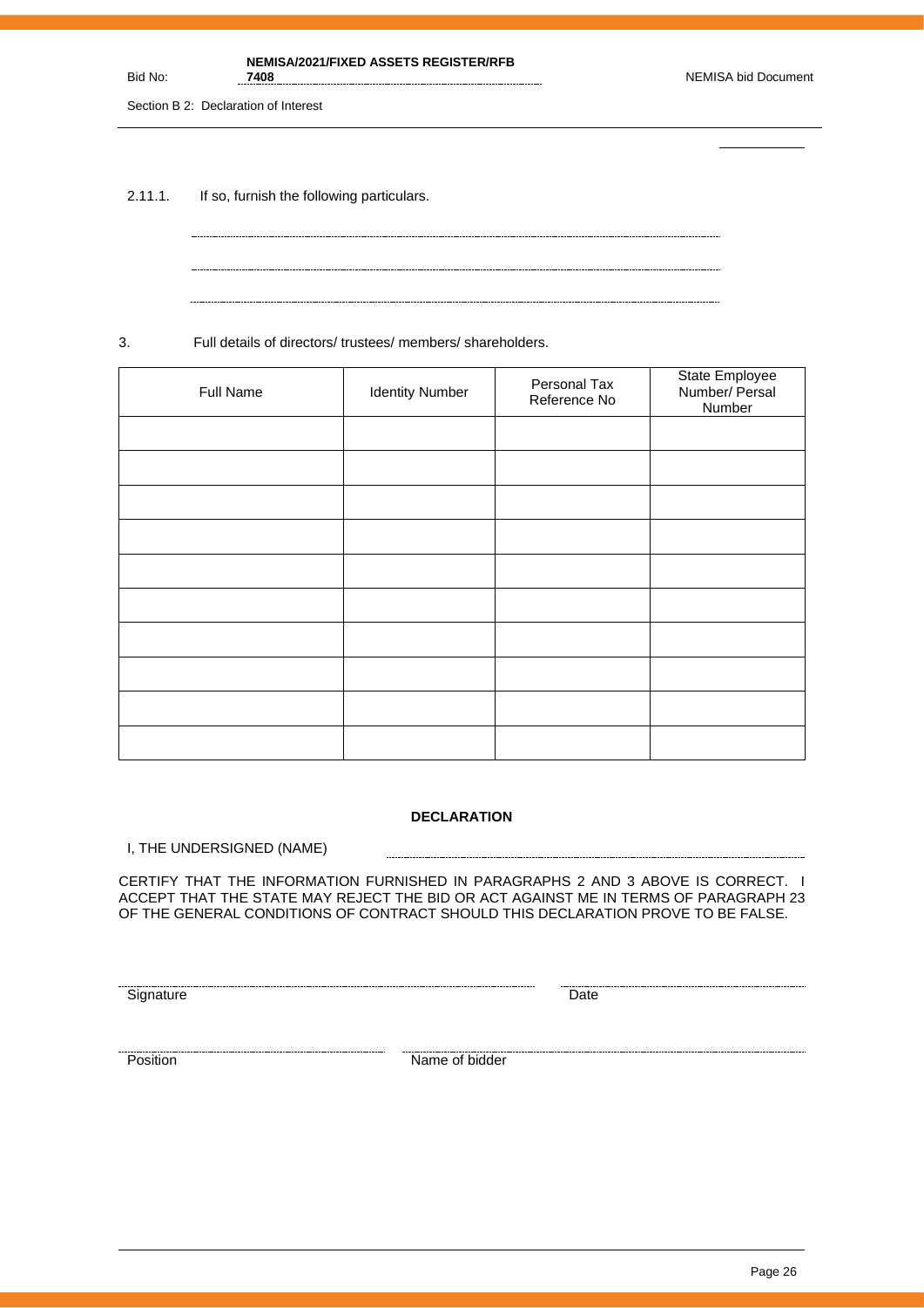2.11.1. If so, furnish the following particulars.

………………………………………………………………………………………………

………………………………………………………………………………………………

………………………………………………………………………………………………

3. Full details of directors/ trustees/ members/ shareholders.

| Full Name | Identity Number | Personal Tax Reference No | State Employee Number/ Persal Number |
|---|---|---|---|
| | | | |
| | | | |
| | | | |
| | | | |
| | | | |
| | | | |
| | | | |
| | | | |
| | | | |
| | | | |

**DECLARATION**

I, THE UNDERSIGNED (NAME) ………………………………………………………………

CERTIFY THAT THE INFORMATION FURNISHED IN PARAGRAPHS 2 AND 3 ABOVE IS CORRECT. I ACCEPT THAT THE STATE MAY REJECT THE BID OR ACT AGAINST ME IN TERMS OF PARAGRAPH 23 OF THE GENERAL CONDITIONS OF CONTRACT SHOULD THIS DECLARATION PROVE TO BE FALSE.

……………………………………………… ……………………………
Signature Date

……………………………………… ………………………………………………
Position Name of bidder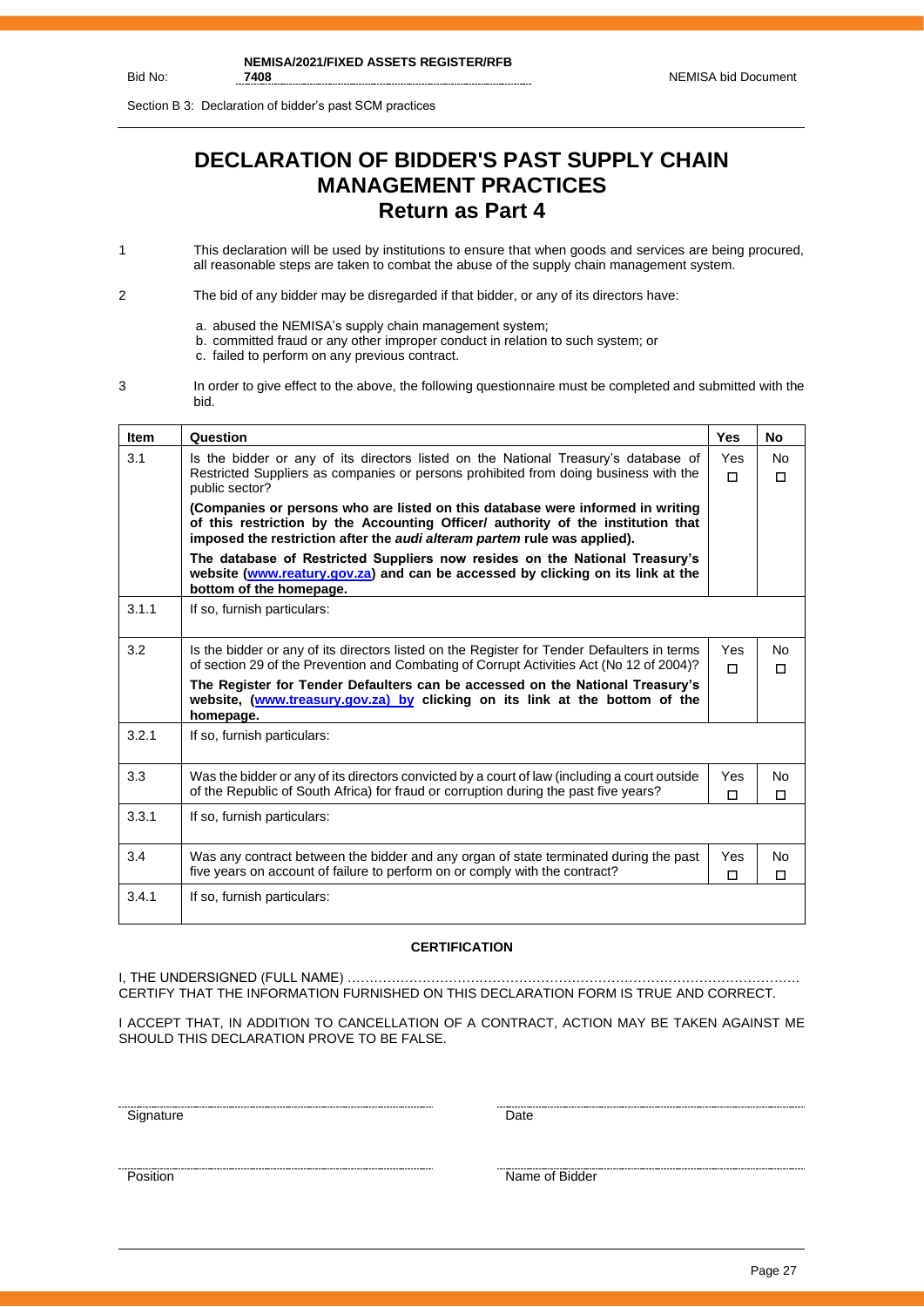# DECLARATION OF BIDDER'S PAST SUPPLY CHAIN MANAGEMENT PRACTICES
## Return as Part 4

1 This declaration will be used by institutions to ensure that when goods and services are being procured, all reasonable steps are taken to combat the abuse of the supply chain management system.

2 The bid of any bidder may be disregarded if that bidder, or any of its directors have:

a. abused the NEMISA's supply chain management system;
b. committed fraud or any other improper conduct in relation to such system; or
c. failed to perform on any previous contract.

3 In order to give effect to the above, the following questionnaire must be completed and submitted with the bid.

| Item | Question | Yes | No |
|---|---|---|---|
| 3.1 | Is the bidder or any of its directors listed on the National Treasury's database of Restricted Suppliers as companies or persons prohibited from doing business with the public sector?<br>**(Companies or persons who are listed on this database were informed in writing of this restriction by the Accounting Officer/ authority of the institution that imposed the restriction after the *audi alteram partem* rule was applied).**<br>**The database of Restricted Suppliers now resides on the National Treasury's website (www.reatury.gov.za) and can be accessed by clicking on its link at the bottom of the homepage.** | Yes ☐ | No ☐ |
| 3.1.1 | If so, furnish particulars: | | |
| 3.2 | Is the bidder or any of its directors listed on the Register for Tender Defaulters in terms of section 29 of the Prevention and Combating of Corrupt Activities Act (No 12 of 2004)?<br>**The Register for Tender Defaulters can be accessed on the National Treasury's website, (www.treasury.gov.za) by clicking on its link at the bottom of the homepage.** | Yes ☐ | No ☐ |
| 3.2.1 | If so, furnish particulars: | | |
| 3.3 | Was the bidder or any of its directors convicted by a court of law (including a court outside of the Republic of South Africa) for fraud or corruption during the past five years? | Yes ☐ | No ☐ |
| 3.3.1 | If so, furnish particulars: | | |
| 3.4 | Was any contract between the bidder and any organ of state terminated during the past five years on account of failure to perform on or comply with the contract? | Yes ☐ | No ☐ |
| 3.4.1 | If so, furnish particulars: | | |

**CERTIFICATION**

I, THE UNDERSIGNED (FULL NAME) …………………………………………………………………………………………
CERTIFY THAT THE INFORMATION FURNISHED ON THIS DECLARATION FORM IS TRUE AND CORRECT.

I ACCEPT THAT, IN ADDITION TO CANCELLATION OF A CONTRACT, ACTION MAY BE TAKEN AGAINST ME SHOULD THIS DECLARATION PROVE TO BE FALSE.

Signature ………………………… Date …………………………

Position ………………………… Name of Bidder …………………………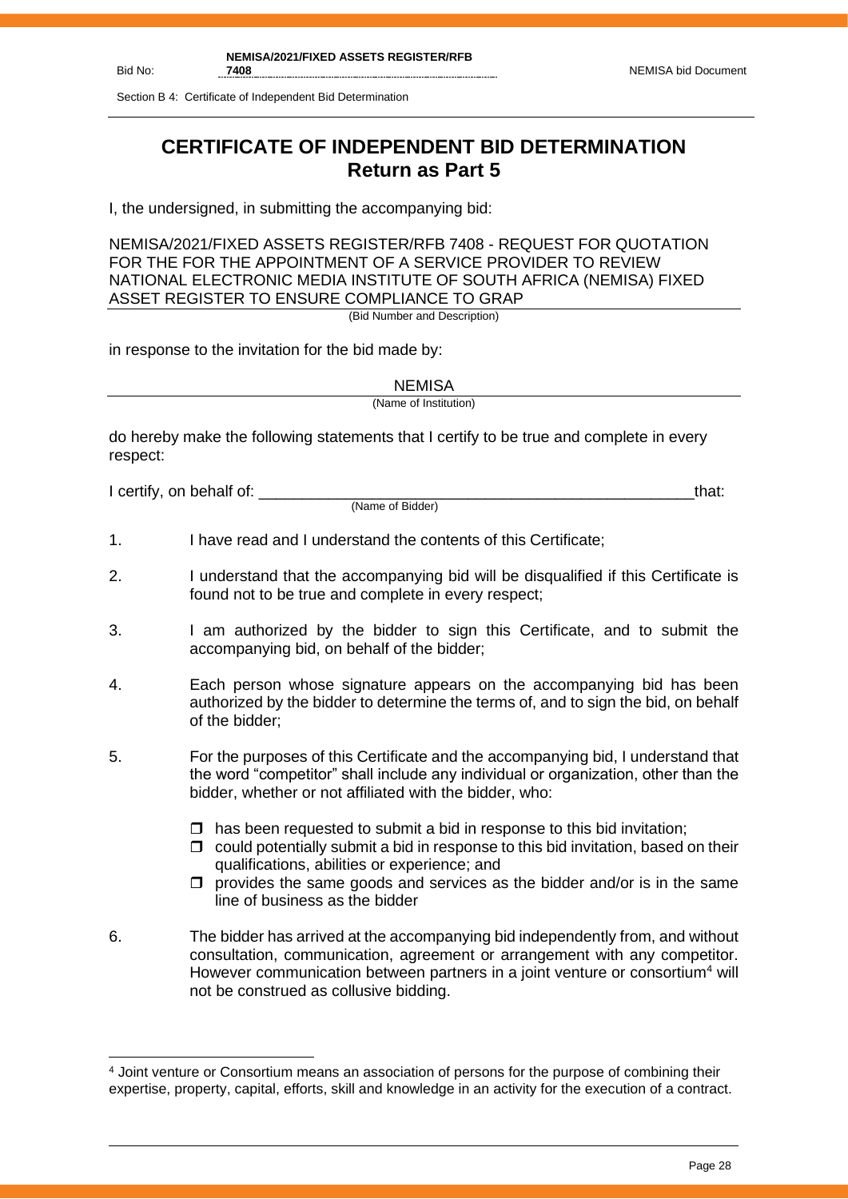# CERTIFICATE OF INDEPENDENT BID DETERMINATION
## Return as Part 5

I, the undersigned, in submitting the accompanying bid:

NEMISA/2021/FIXED ASSETS REGISTER/RFB 7408 - REQUEST FOR QUOTATION FOR THE FOR THE APPOINTMENT OF A SERVICE PROVIDER TO REVIEW NATIONAL ELECTRONIC MEDIA INSTITUTE OF SOUTH AFRICA (NEMISA) FIXED ASSET REGISTER TO ENSURE COMPLIANCE TO GRAP

(Bid Number and Description)

in response to the invitation for the bid made by:

NEMISA

(Name of Institution)

do hereby make the following statements that I certify to be true and complete in every respect:

I certify, on behalf of: \_\_\_\_\_\_\_\_\_\_\_\_\_\_\_\_\_\_\_\_\_\_\_\_\_\_\_\_\_\_\_\_\_\_\_\_\_\_\_\_\_\_\_\_\_\_\_\_\_\_that:

(Name of Bidder)

1. I have read and I understand the contents of this Certificate;

2. I understand that the accompanying bid will be disqualified if this Certificate is found not to be true and complete in every respect;

3. I am authorized by the bidder to sign this Certificate, and to submit the accompanying bid, on behalf of the bidder;

4. Each person whose signature appears on the accompanying bid has been authorized by the bidder to determine the terms of, and to sign the bid, on behalf of the bidder;

5. For the purposes of this Certificate and the accompanying bid, I understand that the word "competitor" shall include any individual or organization, other than the bidder, whether or not affiliated with the bidder, who:

   - has been requested to submit a bid in response to this bid invitation;
   - could potentially submit a bid in response to this bid invitation, based on their qualifications, abilities or experience; and
   - provides the same goods and services as the bidder and/or is in the same line of business as the bidder

6. The bidder has arrived at the accompanying bid independently from, and without consultation, communication, agreement or arrangement with any competitor. However communication between partners in a joint venture or consortium[4] will not be construed as collusive bidding.

[4] Joint venture or Consortium means an association of persons for the purpose of combining their expertise, property, capital, efforts, skill and knowledge in an activity for the execution of a contract.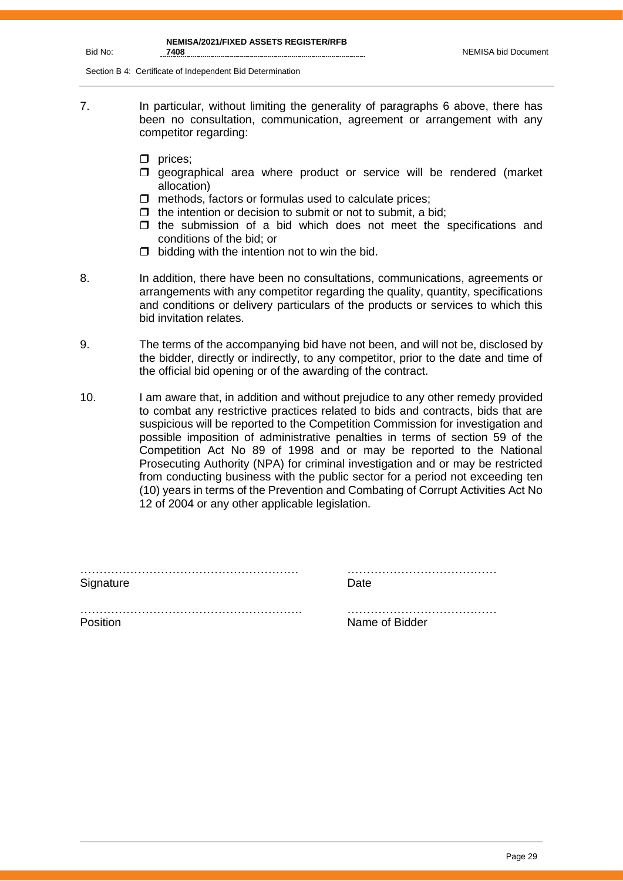7. In particular, without limiting the generality of paragraphs 6 above, there has been no consultation, communication, agreement or arrangement with any competitor regarding:

   - ☐ prices;
   - ☐ geographical area where product or service will be rendered (market allocation)
   - ☐ methods, factors or formulas used to calculate prices;
   - ☐ the intention or decision to submit or not to submit, a bid;
   - ☐ the submission of a bid which does not meet the specifications and conditions of the bid; or
   - ☐ bidding with the intention not to win the bid.

8. In addition, there have been no consultations, communications, agreements or arrangements with any competitor regarding the quality, quantity, specifications and conditions or delivery particulars of the products or services to which this bid invitation relates.

9. The terms of the accompanying bid have not been, and will not be, disclosed by the bidder, directly or indirectly, to any competitor, prior to the date and time of the official bid opening or of the awarding of the contract.

10. I am aware that, in addition and without prejudice to any other remedy provided to combat any restrictive practices related to bids and contracts, bids that are suspicious will be reported to the Competition Commission for investigation and possible imposition of administrative penalties in terms of section 59 of the Competition Act No 89 of 1998 and or may be reported to the National Prosecuting Authority (NPA) for criminal investigation and or may be restricted from conducting business with the public sector for a period not exceeding ten (10) years in terms of the Prevention and Combating of Corrupt Activities Act No 12 of 2004 or any other applicable legislation.

………………………………………………… ………………………………… 
Signature Date

…………………………………………………. …………………………………
Position Name of Bidder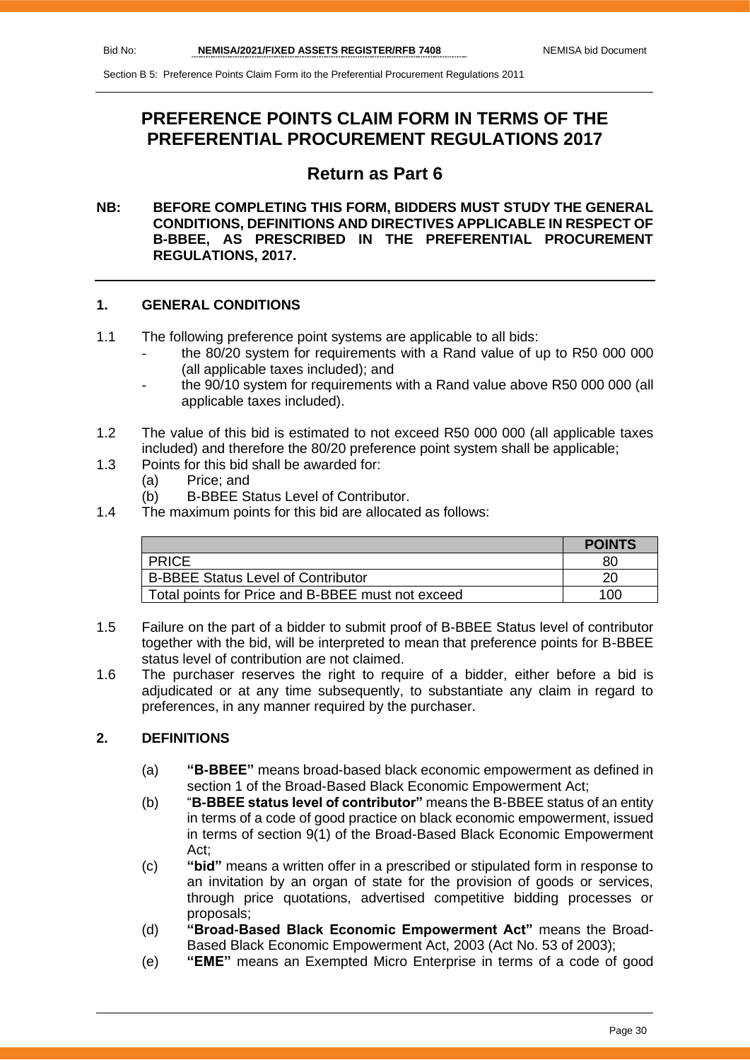# PREFERENCE POINTS CLAIM FORM IN TERMS OF THE PREFERENTIAL PROCUREMENT REGULATIONS 2017

## Return as Part 6

**NB: BEFORE COMPLETING THIS FORM, BIDDERS MUST STUDY THE GENERAL CONDITIONS, DEFINITIONS AND DIRECTIVES APPLICABLE IN RESPECT OF B-BBEE, AS PRESCRIBED IN THE PREFERENTIAL PROCUREMENT REGULATIONS, 2017.**

### 1. GENERAL CONDITIONS

1.1 The following preference point systems are applicable to all bids:
- the 80/20 system for requirements with a Rand value of up to R50 000 000 (all applicable taxes included); and
- the 90/10 system for requirements with a Rand value above R50 000 000 (all applicable taxes included).

1.2 The value of this bid is estimated to not exceed R50 000 000 (all applicable taxes included) and therefore the 80/20 preference point system shall be applicable;

1.3 Points for this bid shall be awarded for:
  (a) Price; and
  (b) B-BBEE Status Level of Contributor.

1.4 The maximum points for this bid are allocated as follows:

| | **POINTS** |
|---|---|
| PRICE | 80 |
| B-BBEE Status Level of Contributor | 20 |
| Total points for Price and B-BBEE must not exceed | 100 |

1.5 Failure on the part of a bidder to submit proof of B-BBEE Status level of contributor together with the bid, will be interpreted to mean that preference points for B-BBEE status level of contribution are not claimed.

1.6 The purchaser reserves the right to require of a bidder, either before a bid is adjudicated or at any time subsequently, to substantiate any claim in regard to preferences, in any manner required by the purchaser.

### 2. DEFINITIONS

(a) **"B-BBEE"** means broad-based black economic empowerment as defined in section 1 of the Broad-Based Black Economic Empowerment Act;

(b) "**B-BBEE status level of contributor"** means the B-BBEE status of an entity in terms of a code of good practice on black economic empowerment, issued in terms of section 9(1) of the Broad-Based Black Economic Empowerment Act;

(c) **"bid"** means a written offer in a prescribed or stipulated form in response to an invitation by an organ of state for the provision of goods or services, through price quotations, advertised competitive bidding processes or proposals;

(d) **"Broad-Based Black Economic Empowerment Act"** means the Broad-Based Black Economic Empowerment Act, 2003 (Act No. 53 of 2003);

(e) **"EME"** means an Exempted Micro Enterprise in terms of a code of good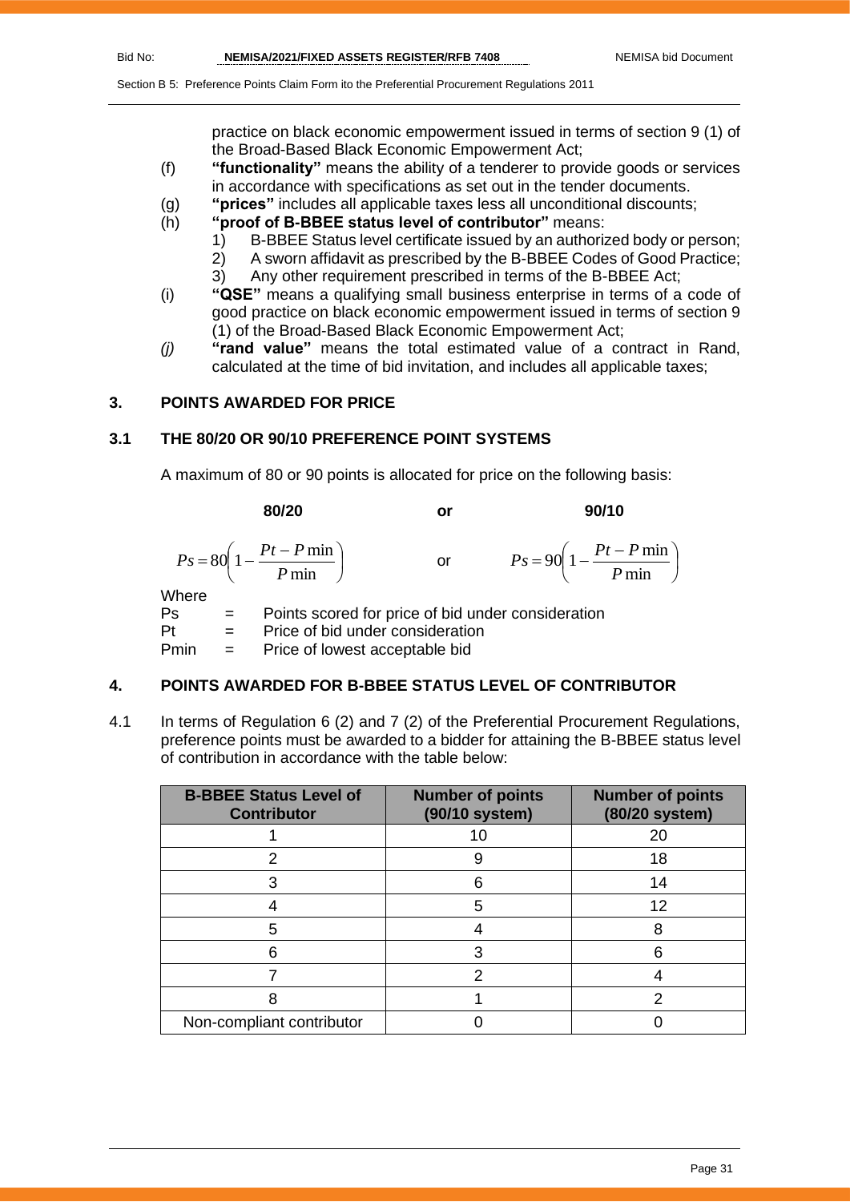practice on black economic empowerment issued in terms of section 9 (1) of the Broad-Based Black Economic Empowerment Act;

(f) **"functionality"** means the ability of a tenderer to provide goods or services in accordance with specifications as set out in the tender documents.

(g) **"prices"** includes all applicable taxes less all unconditional discounts;

(h) **"proof of B-BBEE status level of contributor"** means:
   1) B-BBEE Status level certificate issued by an authorized body or person;
   2) A sworn affidavit as prescribed by the B-BBEE Codes of Good Practice;
   3) Any other requirement prescribed in terms of the B-BBEE Act;

(i) **"QSE"** means a qualifying small business enterprise in terms of a code of good practice on black economic empowerment issued in terms of section 9 (1) of the Broad-Based Black Economic Empowerment Act;

*(j)* **"rand value"** means the total estimated value of a contract in Rand, calculated at the time of bid invitation, and includes all applicable taxes;

## 3. POINTS AWARDED FOR PRICE

### 3.1 THE 80/20 OR 90/10 PREFERENCE POINT SYSTEMS

A maximum of 80 or 90 points is allocated for price on the following basis:

**80/20** **or** **90/10**

$$Ps = 80\left(1 - \frac{Pt - P\min}{P\min}\right) \quad \text{or} \quad Ps = 90\left(1 - \frac{Pt - P\min}{P\min}\right)$$

Where

Ps = Points scored for price of bid under consideration

Pt = Price of bid under consideration

Pmin = Price of lowest acceptable bid

## 4. POINTS AWARDED FOR B-BBEE STATUS LEVEL OF CONTRIBUTOR

4.1 In terms of Regulation 6 (2) and 7 (2) of the Preferential Procurement Regulations, preference points must be awarded to a bidder for attaining the B-BBEE status level of contribution in accordance with the table below:

| B-BBEE Status Level of Contributor | Number of points (90/10 system) | Number of points (80/20 system) |
|---|---|---|
| 1 | 10 | 20 |
| 2 | 9 | 18 |
| 3 | 6 | 14 |
| 4 | 5 | 12 |
| 5 | 4 | 8 |
| 6 | 3 | 6 |
| 7 | 2 | 4 |
| 8 | 1 | 2 |
| Non-compliant contributor | 0 | 0 |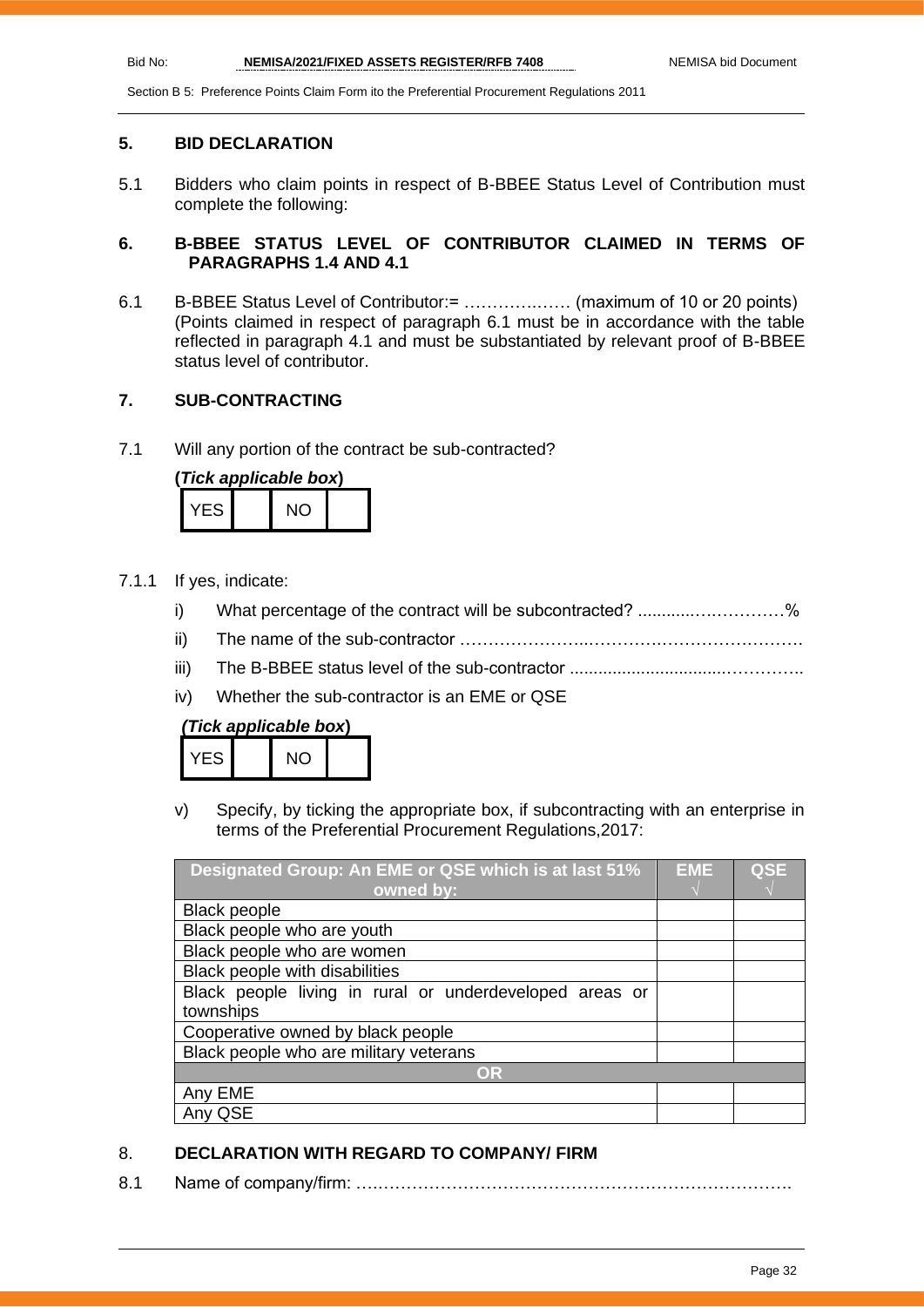## 5. BID DECLARATION

5.1 Bidders who claim points in respect of B-BBEE Status Level of Contribution must complete the following:

## 6. B-BBEE STATUS LEVEL OF CONTRIBUTOR CLAIMED IN TERMS OF PARAGRAPHS 1.4 AND 4.1

6.1 B-BBEE Status Level of Contributor:= ……………..…. (maximum of 10 or 20 points)
(Points claimed in respect of paragraph 6.1 must be in accordance with the table reflected in paragraph 4.1 and must be substantiated by relevant proof of B-BBEE status level of contributor.

## 7. SUB-CONTRACTING

7.1 Will any portion of the contract be sub-contracted?

**(*Tick applicable box*)**

| YES | | NO | |
|---|---|---|---|

7.1.1 If yes, indicate:

i) What percentage of the contract will be subcontracted? ............…………%

ii) The name of the sub-contractor …………………..………….…………………….

iii) The B-BBEE status level of the sub-contractor ................................…………..

iv) Whether the sub-contractor is an EME or QSE

***(Tick applicable box*)**

| YES | | NO | |
|---|---|---|---|

v) Specify, by ticking the appropriate box, if subcontracting with an enterprise in terms of the Preferential Procurement Regulations,2017:

| Designated Group: An EME or QSE which is at last 51% owned by: | EME √ | QSE √ |
|---|---|---|
| Black people | | |
| Black people who are youth | | |
| Black people who are women | | |
| Black people with disabilities | | |
| Black people living in rural or underdeveloped areas or townships | | |
| Cooperative owned by black people | | |
| Black people who are military veterans | | |
| **OR** | | |
| Any EME | | |
| Any QSE | | |

## 8. DECLARATION WITH REGARD TO COMPANY/ FIRM

8.1 Name of company/firm: ….……………………………………………………………….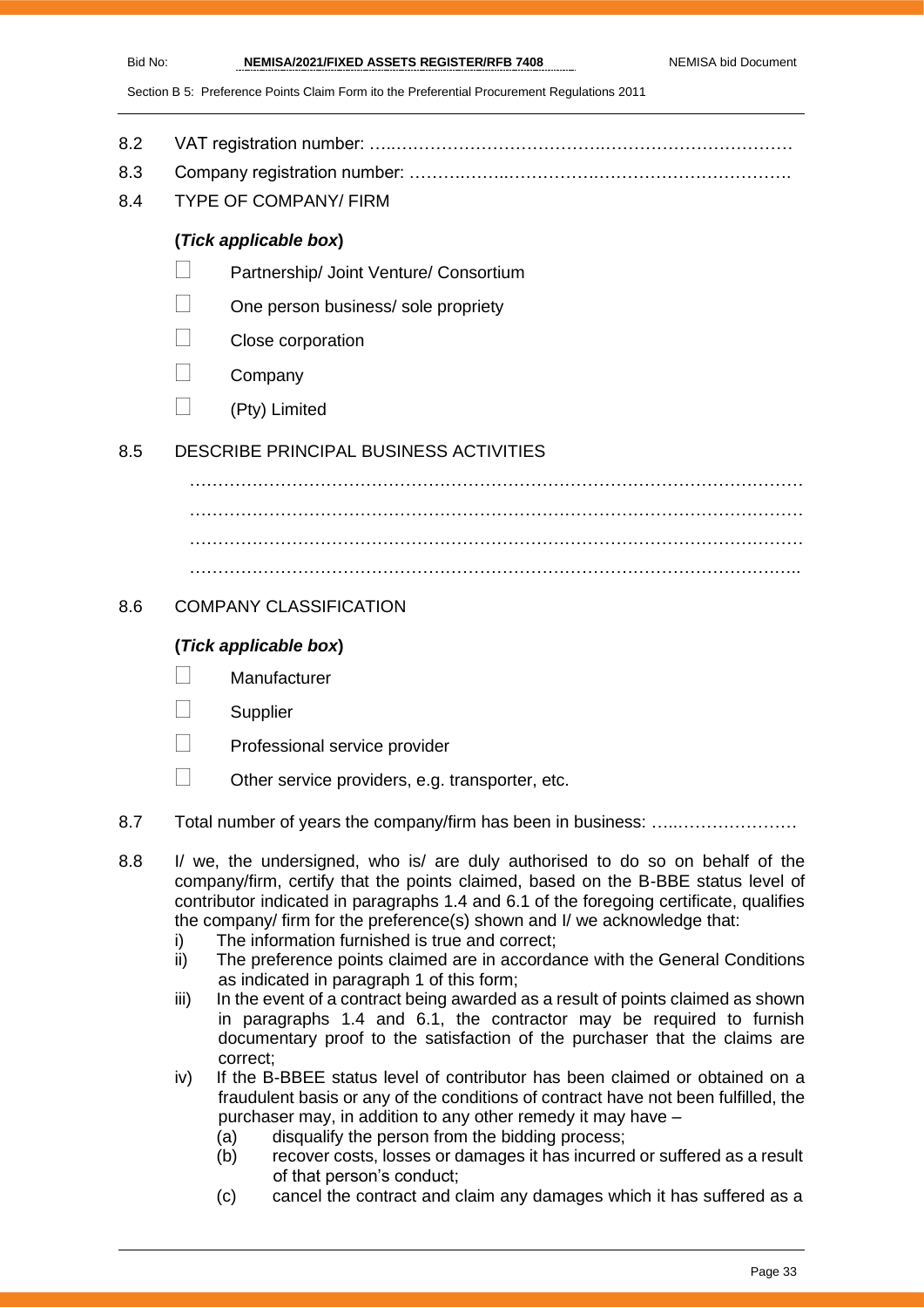8.2 VAT registration number: …..……………………………….……………………………

8.3 Company registration number: …………….…..…………….…………………………….

8.4 TYPE OF COMPANY/ FIRM

**(*Tick applicable box*)**

- ☐ Partnership/ Joint Venture/ Consortium
- ☐ One person business/ sole propriety
- ☐ Close corporation
- ☐ Company
- ☐ (Pty) Limited

8.5 DESCRIBE PRINCIPAL BUSINESS ACTIVITIES

…………………………………………………………………………………………………
…………………………………………………………………………………………………
…………………………………………………………………………………………………
………………………………………………………………………………………………..

8.6 COMPANY CLASSIFICATION

**(*Tick applicable box*)**

- ☐ Manufacturer
- ☐ Supplier
- ☐ Professional service provider
- ☐ Other service providers, e.g. transporter, etc.

8.7 Total number of years the company/firm has been in business: …..…………………

8.8 I/ we, the undersigned, who is/ are duly authorised to do so on behalf of the company/firm, certify that the points claimed, based on the B-BBE status level of contributor indicated in paragraphs 1.4 and 6.1 of the foregoing certificate, qualifies the company/ firm for the preference(s) shown and I/ we acknowledge that:

i) The information furnished is true and correct;

ii) The preference points claimed are in accordance with the General Conditions as indicated in paragraph 1 of this form;

iii) In the event of a contract being awarded as a result of points claimed as shown in paragraphs 1.4 and 6.1, the contractor may be required to furnish documentary proof to the satisfaction of the purchaser that the claims are correct;

iv) If the B-BBEE status level of contributor has been claimed or obtained on a fraudulent basis or any of the conditions of contract have not been fulfilled, the purchaser may, in addition to any other remedy it may have –

(a) disqualify the person from the bidding process;

(b) recover costs, losses or damages it has incurred or suffered as a result of that person's conduct;

(c) cancel the contract and claim any damages which it has suffered as a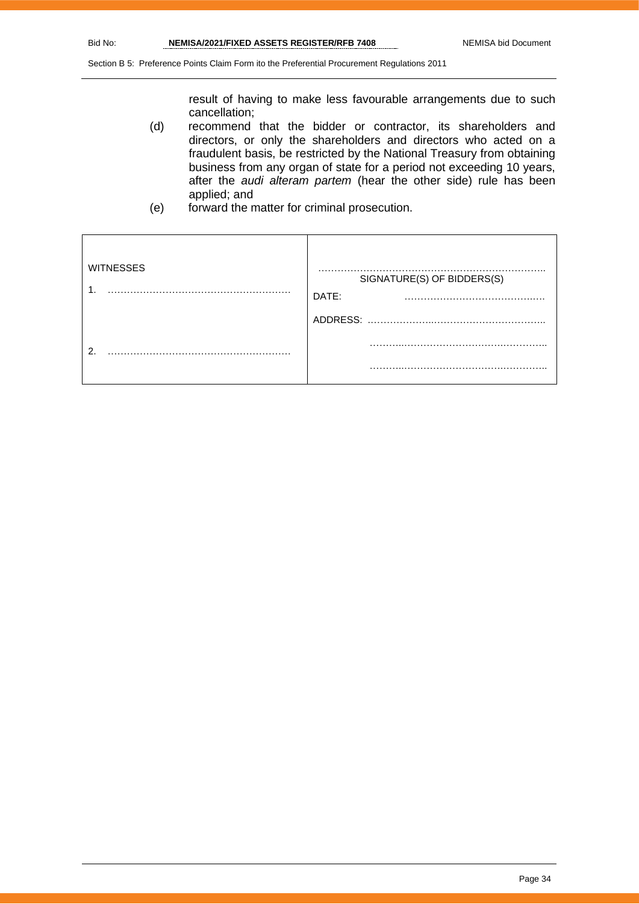result of having to make less favourable arrangements due to such cancellation;

(d) recommend that the bidder or contractor, its shareholders and directors, or only the shareholders and directors who acted on a fraudulent basis, be restricted by the National Treasury from obtaining business from any organ of state for a period not exceeding 10 years, after the *audi alteram partem* (hear the other side) rule has been applied; and

(e) forward the matter for criminal prosecution.

| WITNESSES | ……………………………………………………………….. SIGNATURE(S) OF BIDDERS(S) |
|---|---|
| 1. ……………………………………………… | DATE: ……………………………………. |
| | ADDRESS: ……………………………………………….. |
| 2. ……………………………………………… | ……………………………………………….. |
| | ……………………………………………….. |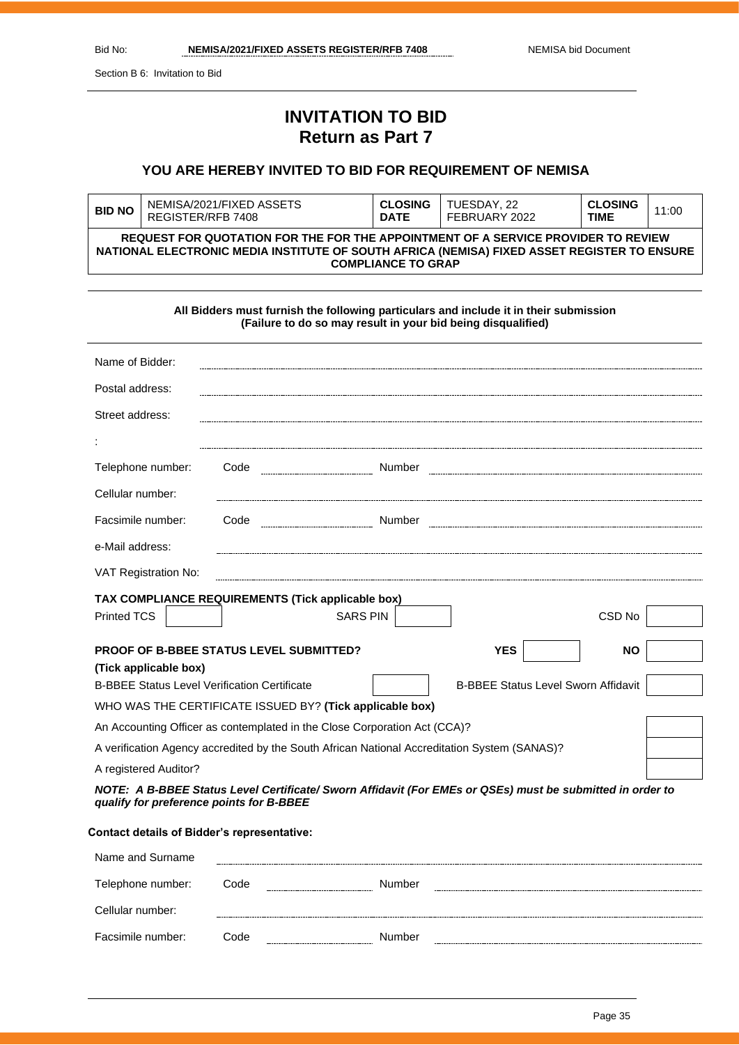# INVITATION TO BID
## Return as Part 7

### YOU ARE HEREBY INVITED TO BID FOR REQUIREMENT OF NEMISA

| BID NO | NEMISA/2021/FIXED ASSETS REGISTER/RFB 7408 | CLOSING DATE | TUESDAY, 22 FEBRUARY 2022 | CLOSING TIME | 11:00 |
|---|---|---|---|---|---|
| **REQUEST FOR QUOTATION FOR THE FOR THE APPOINTMENT OF A SERVICE PROVIDER TO REVIEW NATIONAL ELECTRONIC MEDIA INSTITUTE OF SOUTH AFRICA (NEMISA) FIXED ASSET REGISTER TO ENSURE COMPLIANCE TO GRAP** | | | | | |

**All Bidders must furnish the following particulars and include it in their submission (Failure to do so may result in your bid being disqualified)**

Name of Bidder: ..............................................

Postal address: ..............................................

Street address: ..............................................

: ..............................................

Telephone number: Code .................... Number ....................

Cellular number: ..............................................

Facsimile number: Code .................... Number ....................

e-Mail address: ..............................................

VAT Registration No: ..............................................

**TAX COMPLIANCE REQUIREMENTS (Tick applicable box)**

| Printed TCS | | SARS PIN | | CSD No | |
|---|---|---|---|---|---|

**PROOF OF B-BBEE STATUS LEVEL SUBMITTED?** **YES** ☐ **NO** ☐

**(Tick applicable box)**

| B-BBEE Status Level Verification Certificate | | B-BBEE Status Level Sworn Affidavit | |
|---|---|---|---|

WHO WAS THE CERTIFICATE ISSUED BY? **(Tick applicable box)**

| | |
|---|---|
| An Accounting Officer as contemplated in the Close Corporation Act (CCA)? | |
| A verification Agency accredited by the South African National Accreditation System (SANAS)? | |
| A registered Auditor? | |

***NOTE: A B-BBEE Status Level Certificate/ Sworn Affidavit (For EMEs or QSEs) must be submitted in order to qualify for preference points for B-BBEE***

**Contact details of Bidder's representative:**

Name and Surname ..............................................

Telephone number: Code .................... Number ....................

Cellular number: ..............................................

Facsimile number: Code .................... Number ....................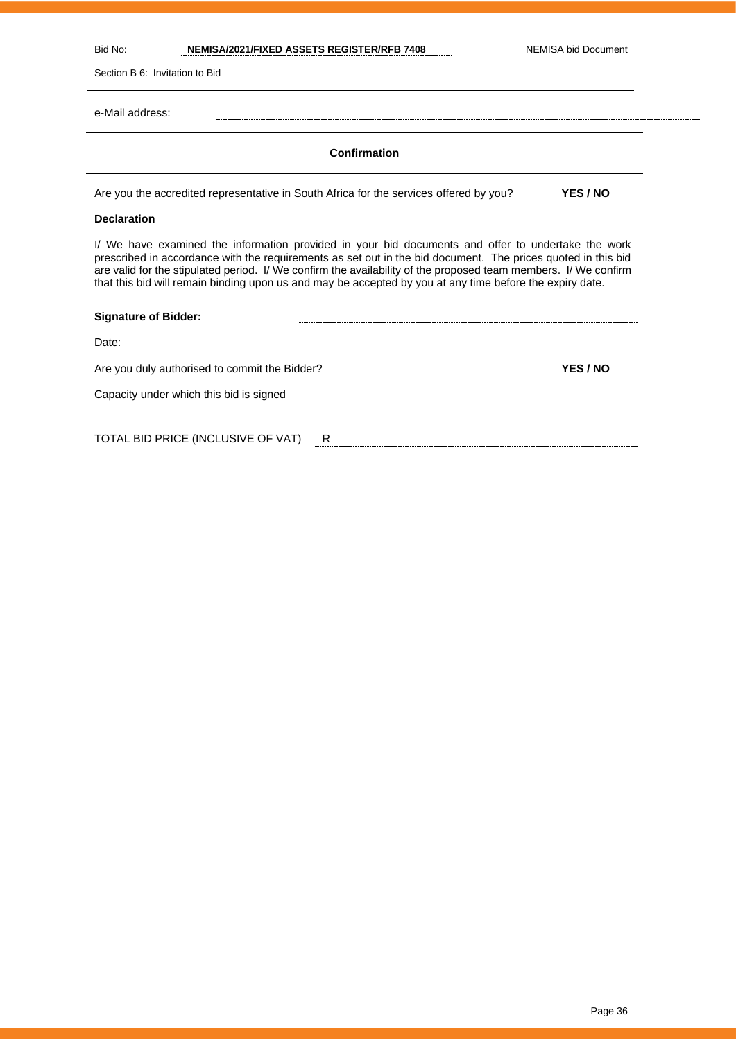e-Mail address: ..............................................................................................................

### Confirmation

Are you the accredited representative in South Africa for the services offered by you? **YES / NO**

**Declaration**

I/ We have examined the information provided in your bid documents and offer to undertake the work prescribed in accordance with the requirements as set out in the bid document. The prices quoted in this bid are valid for the stipulated period. I/ We confirm the availability of the proposed team members. I/ We confirm that this bid will remain binding upon us and may be accepted by you at any time before the expiry date.

**Signature of Bidder:** ..............................................................................................................

Date: ..............................................................................................................

Are you duly authorised to commit the Bidder? **YES / NO**

Capacity under which this bid is signed ..............................................................................................................

TOTAL BID PRICE (INCLUSIVE OF VAT) R ..............................................................................................................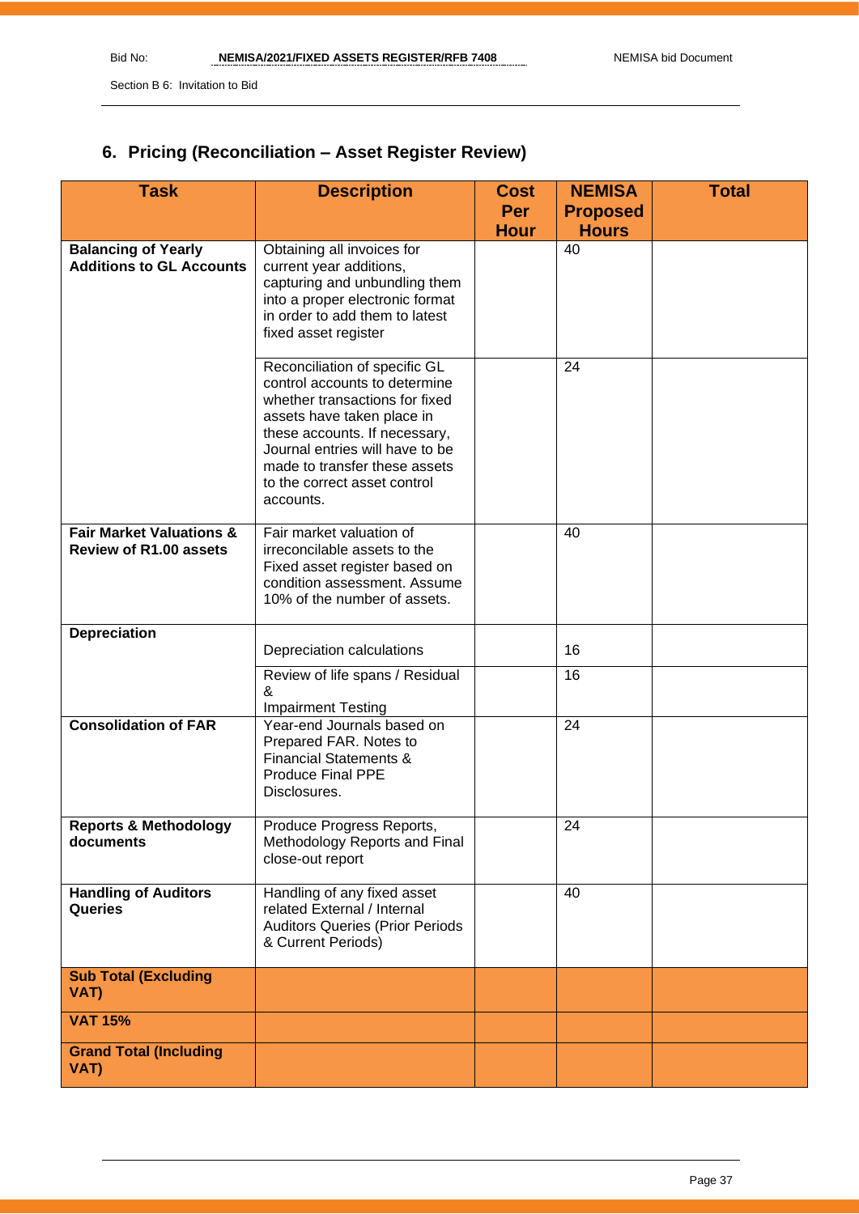## 6. Pricing (Reconciliation – Asset Register Review)

| Task | Description | Cost Per Hour | NEMISA Proposed Hours | Total |
|---|---|---|---|---|
| **Balancing of Yearly Additions to GL Accounts** | Obtaining all invoices for current year additions, capturing and unbundling them into a proper electronic format in order to add them to latest fixed asset register | | 40 | |
| | Reconciliation of specific GL control accounts to determine whether transactions for fixed assets have taken place in these accounts. If necessary, Journal entries will have to be made to transfer these assets to the correct asset control accounts. | | 24 | |
| **Fair Market Valuations & Review of R1.00 assets** | Fair market valuation of irreconcilable assets to the Fixed asset register based on condition assessment. Assume 10% of the number of assets. | | 40 | |
| **Depreciation** | Depreciation calculations | | 16 | |
| | Review of life spans / Residual & Impairment Testing | | 16 | |
| **Consolidation of FAR** | Year-end Journals based on Prepared FAR. Notes to Financial Statements & Produce Final PPE Disclosures. | | 24 | |
| **Reports & Methodology documents** | Produce Progress Reports, Methodology Reports and Final close-out report | | 24 | |
| **Handling of Auditors Queries** | Handling of any fixed asset related External / Internal Auditors Queries (Prior Periods & Current Periods) | | 40 | |
| **Sub Total (Excluding VAT)** | | | | |
| **VAT 15%** | | | | |
| **Grand Total (Including VAT)** | | | | |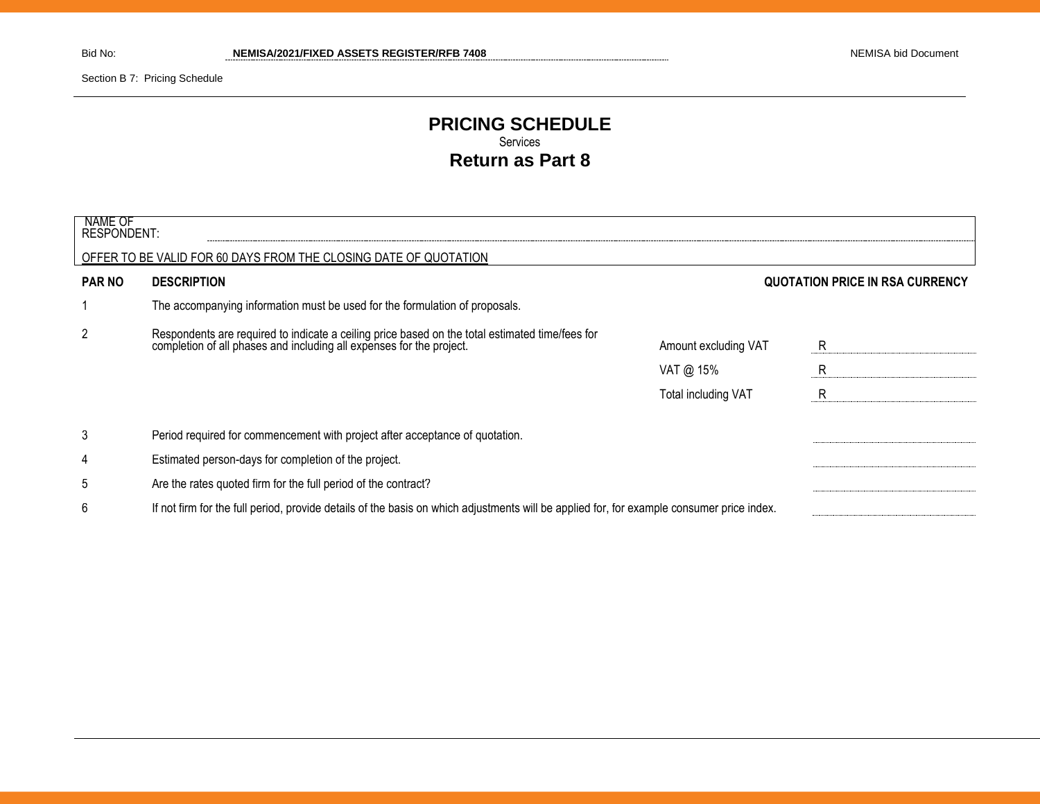Bid No: **NEMISA/2021/FIXED ASSETS REGISTER/RFB 7408** NEMISA bid Document

Section B 7: Pricing Schedule

# PRICING SCHEDULE

Services

## Return as Part 8

NAME OF RESPONDENT: ............................................................

OFFER TO BE VALID FOR 60 DAYS FROM THE CLOSING DATE OF QUOTATION

| PAR NO | DESCRIPTION | | QUOTATION PRICE IN RSA CURRENCY |
|---|---|---|---|
| 1 | The accompanying information must be used for the formulation of proposals. | | |
| 2 | Respondents are required to indicate a ceiling price based on the total estimated time/fees for completion of all phases and including all expenses for the project. | Amount excluding VAT | R |
| | | VAT @ 15% | R |
| | | Total including VAT | R |
| 3 | Period required for commencement with project after acceptance of quotation. | | |
| 4 | Estimated person-days for completion of the project. | | |
| 5 | Are the rates quoted firm for the full period of the contract? | | |
| 6 | If not firm for the full period, provide details of the basis on which adjustments will be applied for, for example consumer price index. | | |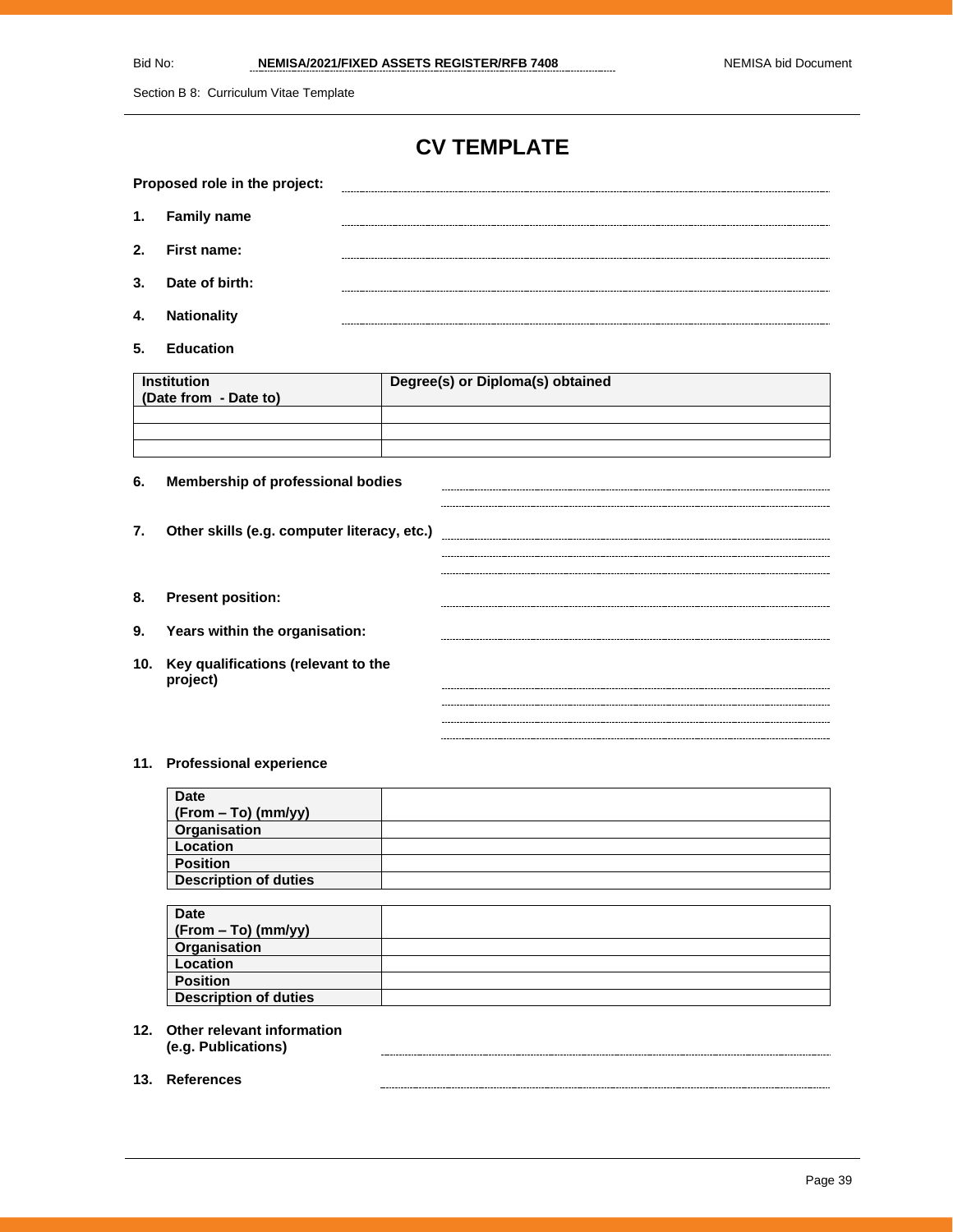Section B 8: Curriculum Vitae Template

# CV TEMPLATE

**Proposed role in the project:** ..............................

1. **Family name** ..............................
2. **First name:** ..............................
3. **Date of birth:** ..............................
4. **Nationality** ..............................
5. **Education**

| Institution (Date from - Date to) | Degree(s) or Diploma(s) obtained |
|---|---|
| | |
| | |
| | |

6. **Membership of professional bodies** ..............................
7. **Other skills (e.g. computer literacy, etc.)** ..............................
8. **Present position:** ..............................
9. **Years within the organisation:** ..............................
10. **Key qualifications (relevant to the project)** ..............................
11. **Professional experience**

| | |
|---|---|
| **Date (From – To) (mm/yy)** | |
| **Organisation** | |
| **Location** | |
| **Position** | |
| **Description of duties** | |

| | |
|---|---|
| **Date (From – To) (mm/yy)** | |
| **Organisation** | |
| **Location** | |
| **Position** | |
| **Description of duties** | |

12. **Other relevant information (e.g. Publications)** ..............................
13. **References** ..............................